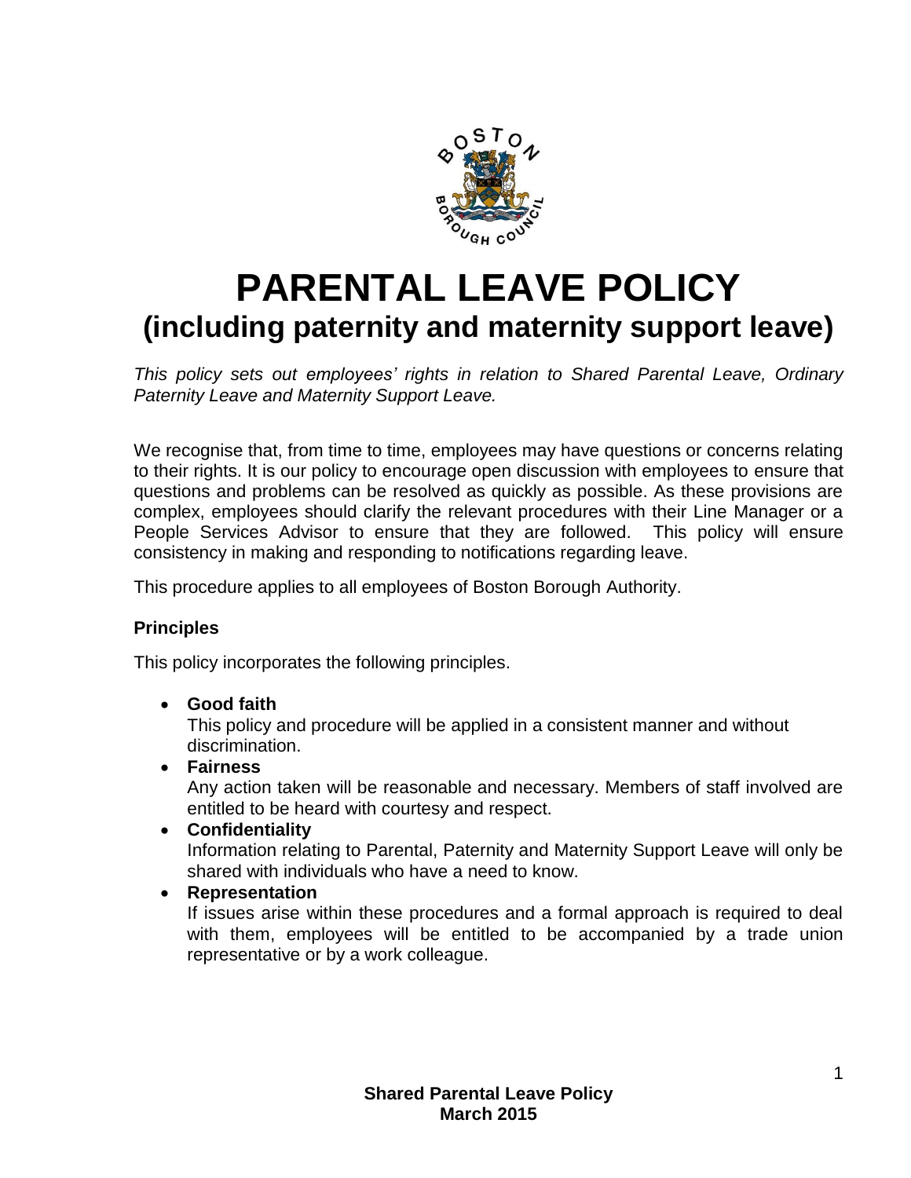# PARENTAL LEAVE POLICY
## (including paternity and maternity support leave)

*This policy sets out employees' rights in relation to Shared Parental Leave, Ordinary Paternity Leave and Maternity Support Leave.*

We recognise that, from time to time, employees may have questions or concerns relating to their rights. It is our policy to encourage open discussion with employees to ensure that questions and problems can be resolved as quickly as possible. As these provisions are complex, employees should clarify the relevant procedures with their Line Manager or a People Services Advisor to ensure that they are followed. This policy will ensure consistency in making and responding to notifications regarding leave.

This procedure applies to all employees of Boston Borough Authority.

**Principles**

This policy incorporates the following principles.

- **Good faith**
  This policy and procedure will be applied in a consistent manner and without discrimination.
- **Fairness**
  Any action taken will be reasonable and necessary. Members of staff involved are entitled to be heard with courtesy and respect.
- **Confidentiality**
  Information relating to Parental, Paternity and Maternity Support Leave will only be shared with individuals who have a need to know.
- **Representation**
  If issues arise within these procedures and a formal approach is required to deal with them, employees will be entitled to be accompanied by a trade union representative or by a work colleague.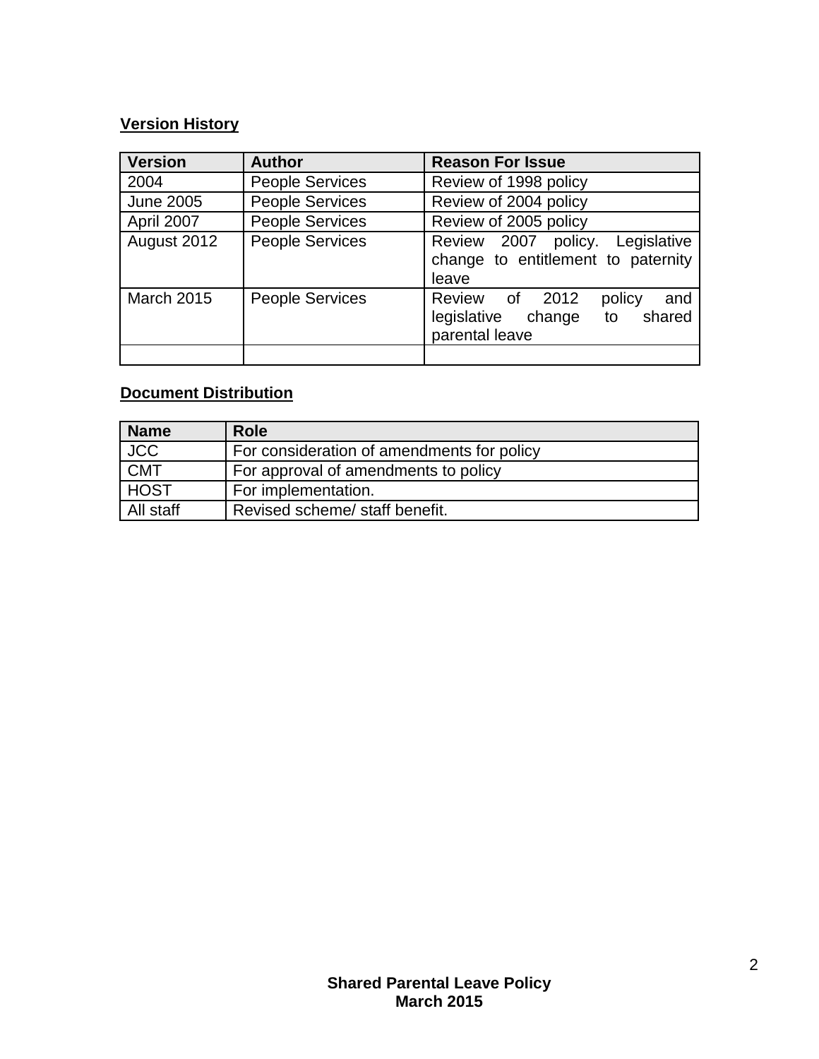**Version History**

| Version | Author | Reason For Issue |
| --- | --- | --- |
| 2004 | People Services | Review of 1998 policy |
| June 2005 | People Services | Review of 2004 policy |
| April 2007 | People Services | Review of 2005 policy |
| August 2012 | People Services | Review 2007 policy. Legislative change to entitlement to paternity leave |
| March 2015 | People Services | Review of 2012 policy and legislative change to shared parental leave |
| | | |

**Document Distribution**

| Name | Role |
| --- | --- |
| JCC | For consideration of amendments for policy |
| CMT | For approval of amendments to policy |
| HOST | For implementation. |
| All staff | Revised scheme/ staff benefit. |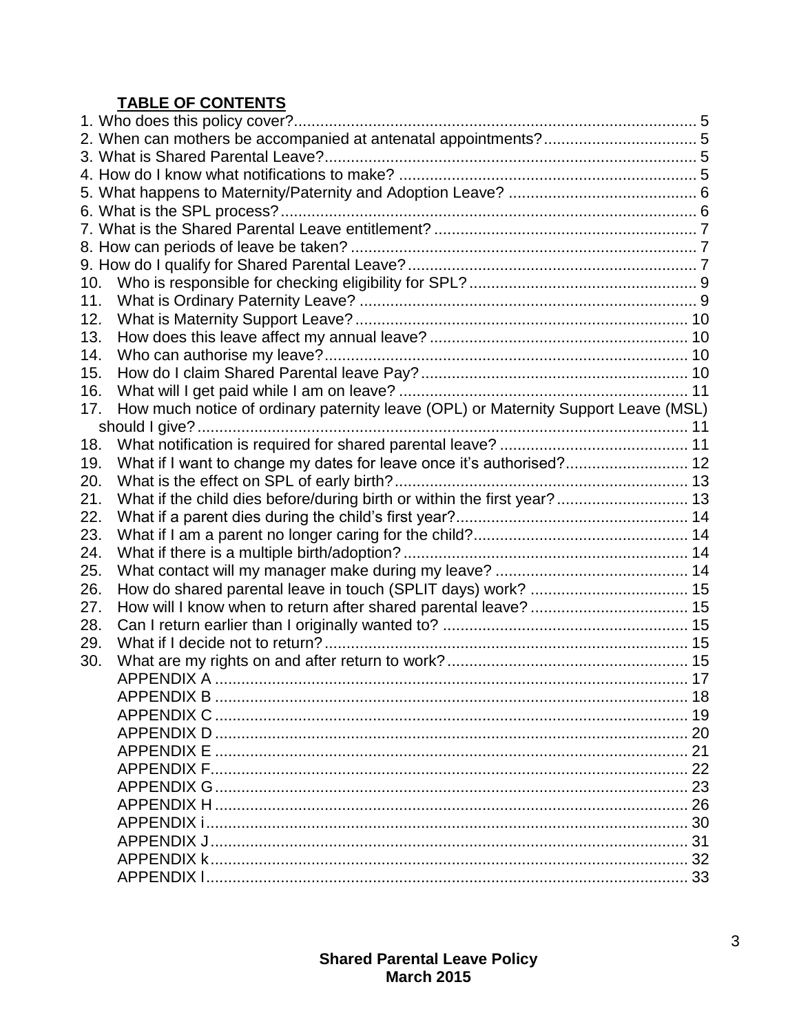**TABLE OF CONTENTS**

1. Who does this policy cover? ..... 5
2. When can mothers be accompanied at antenatal appointments? ..... 5
3. What is Shared Parental Leave? ..... 5
4. How do I know what notifications to make? ..... 5
5. What happens to Maternity/Paternity and Adoption Leave ..... 6
6. What is the SPL process? ..... 6
7. What is the Shared Parental Leave entitlement? ..... 7
8. How can periods of leave be taken? ..... 7
9. How do I qualify for Shared Parental Leave? ..... 7
10. Who is responsible for checking eligibility for SPL? ..... 9
11. What is Ordinary Paternity Leave? ..... 9
12. What is Maternity Support Leave? ..... 10
13. How does this leave affect my annual leave? ..... 10
14. Who can authorise my leave? ..... 10
15. How do I claim Shared Parental leave Pay? ..... 10
16. What will I get paid while I am on leave? ..... 11
17. How much notice of ordinary paternity leave (OPL) or Maternity Support Leave (MSL) should I give? ..... 11
18. What notification is required for shared parental leave? ..... 11
19. What if I want to change my dates for leave once it's authorised? ..... 12
20. What is the effect on SPL of early birth? ..... 13
21. What if the child dies before/during birth or within the first year? ..... 13
22. What if a parent dies during the child's first year? ..... 14
23. What if I am a parent no longer caring for the child? ..... 14
24. What if there is a multiple birth/adoption? ..... 14
25. What contact will my manager make during my leave? ..... 14
26. How do shared parental leave in touch (SPLIT days) work? ..... 15
27. How will I know when to return after shared parental leave? ..... 15
28. Can I return earlier than I originally wanted to? ..... 15
29. What if I decide not to return? ..... 15
30. What are my rights on and after return to work? ..... 15

APPENDIX A ..... 17
APPENDIX B ..... 18
APPENDIX C ..... 19
APPENDIX D ..... 20
APPENDIX E ..... 21
APPENDIX F ..... 22
APPENDIX G ..... 23
APPENDIX H ..... 26
APPENDIX i ..... 30
APPENDIX J ..... 31
APPENDIX k ..... 32
APPENDIX l ..... 33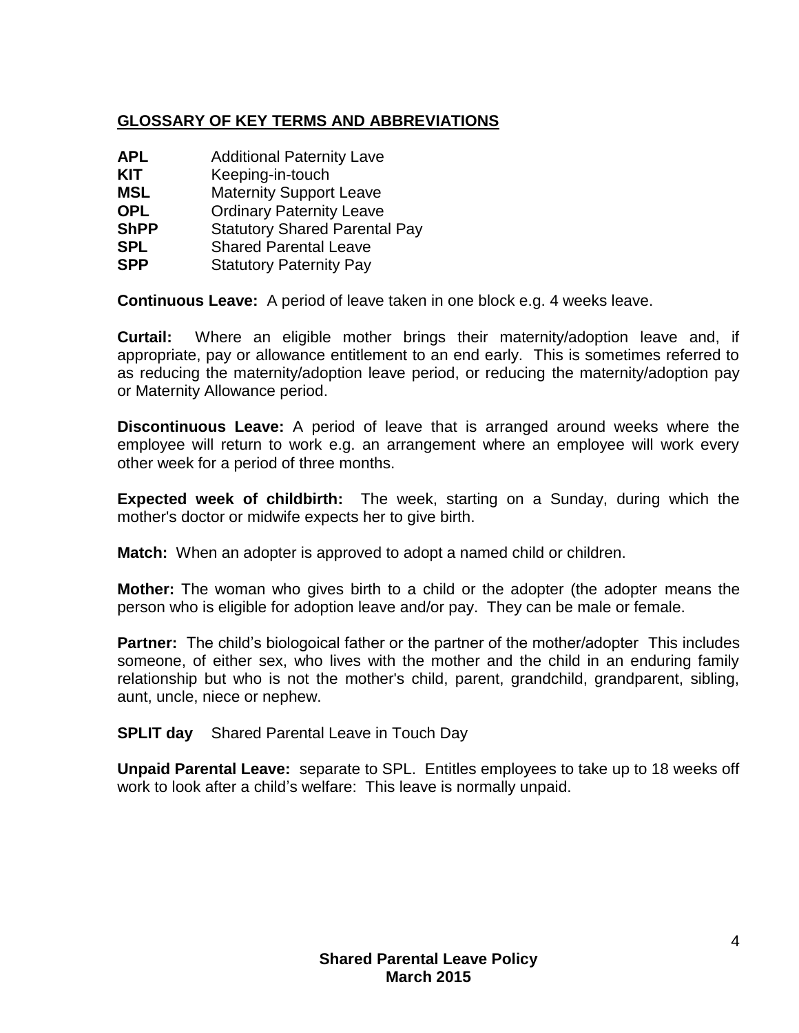## GLOSSARY OF KEY TERMS AND ABBREVIATIONS

**APL** Additional Paternity Lave
**KIT** Keeping-in-touch
**MSL** Maternity Support Leave
**OPL** Ordinary Paternity Leave
**ShPP** Statutory Shared Parental Pay
**SPL** Shared Parental Leave
**SPP** Statutory Paternity Pay

**Continuous Leave:** A period of leave taken in one block e.g. 4 weeks leave.

**Curtail:** Where an eligible mother brings their maternity/adoption leave and, if appropriate, pay or allowance entitlement to an end early. This is sometimes referred to as reducing the maternity/adoption leave period, or reducing the maternity/adoption pay or Maternity Allowance period.

**Discontinuous Leave:** A period of leave that is arranged around weeks where the employee will return to work e.g. an arrangement where an employee will work every other week for a period of three months.

**Expected week of childbirth:** The week, starting on a Sunday, during which the mother's doctor or midwife expects her to give birth.

**Match:** When an adopter is approved to adopt a named child or children.

**Mother:** The woman who gives birth to a child or the adopter (the adopter means the person who is eligible for adoption leave and/or pay. They can be male or female.

**Partner:** The child's biologoical father or the partner of the mother/adopter This includes someone, of either sex, who lives with the mother and the child in an enduring family relationship but who is not the mother's child, parent, grandchild, grandparent, sibling, aunt, uncle, niece or nephew.

**SPLIT day** Shared Parental Leave in Touch Day

**Unpaid Parental Leave:** separate to SPL. Entitles employees to take up to 18 weeks off work to look after a child's welfare: This leave is normally unpaid.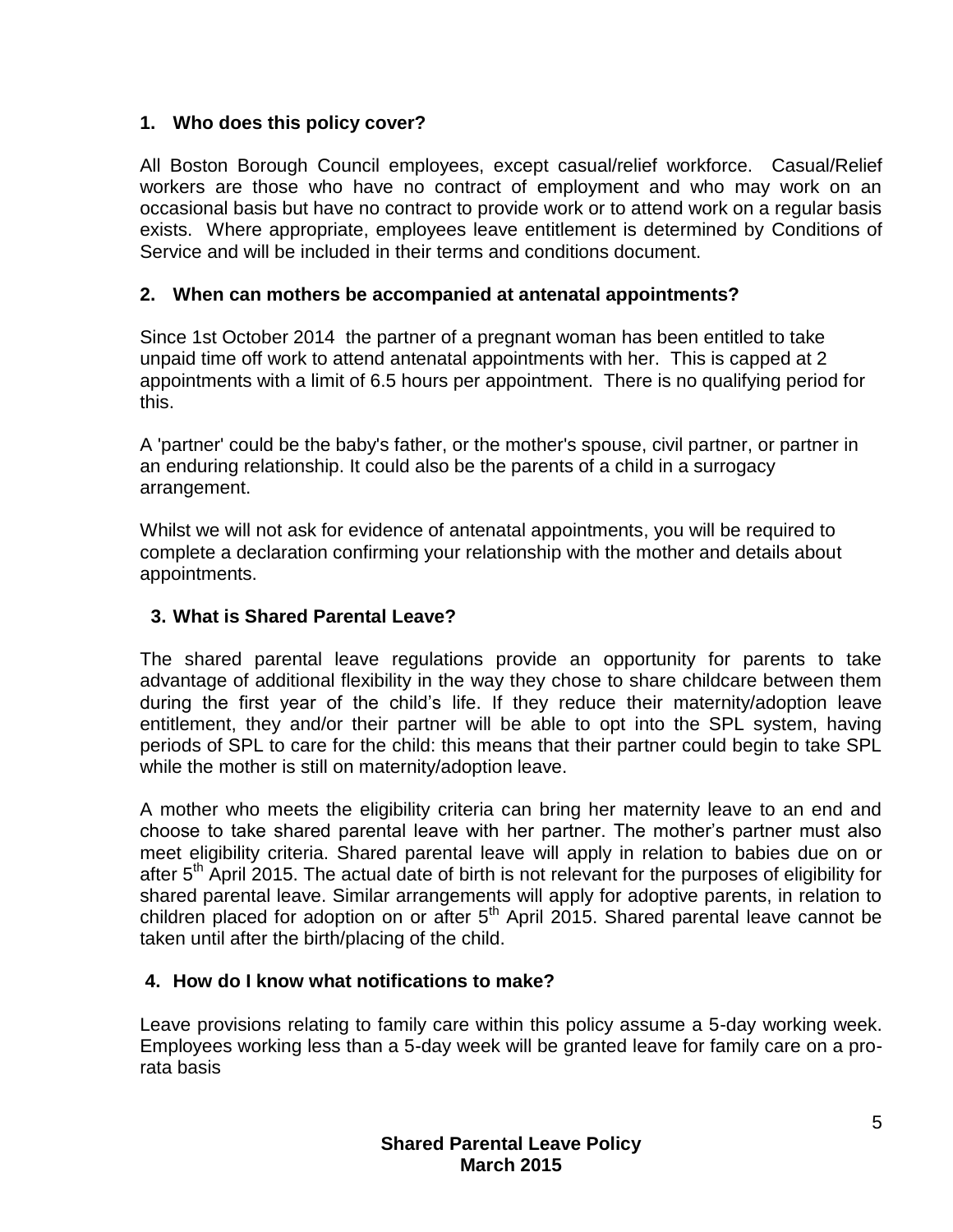## 1. Who does this policy cover?

All Boston Borough Council employees, except casual/relief workforce. Casual/Relief workers are those who have no contract of employment and who may work on an occasional basis but have no contract to provide work or to attend work on a regular basis exists. Where appropriate, employees leave entitlement is determined by Conditions of Service and will be included in their terms and conditions document.

## 2. When can mothers be accompanied at antenatal appointments?

Since 1st October 2014 the partner of a pregnant woman has been entitled to take unpaid time off work to attend antenatal appointments with her. This is capped at 2 appointments with a limit of 6.5 hours per appointment. There is no qualifying period for this.

A 'partner' could be the baby's father, or the mother's spouse, civil partner, or partner in an enduring relationship. It could also be the parents of a child in a surrogacy arrangement.

Whilst we will not ask for evidence of antenatal appointments, you will be required to complete a declaration confirming your relationship with the mother and details about appointments.

## 3. What is Shared Parental Leave?

The shared parental leave regulations provide an opportunity for parents to take advantage of additional flexibility in the way they chose to share childcare between them during the first year of the child's life. If they reduce their maternity/adoption leave entitlement, they and/or their partner will be able to opt into the SPL system, having periods of SPL to care for the child: this means that their partner could begin to take SPL while the mother is still on maternity/adoption leave.

A mother who meets the eligibility criteria can bring her maternity leave to an end and choose to take shared parental leave with her partner. The mother's partner must also meet eligibility criteria. Shared parental leave will apply in relation to babies due on or after 5th April 2015. The actual date of birth is not relevant for the purposes of eligibility for shared parental leave. Similar arrangements will apply for adoptive parents, in relation to children placed for adoption on or after 5th April 2015. Shared parental leave cannot be taken until after the birth/placing of the child.

## 4. How do I know what notifications to make?

Leave provisions relating to family care within this policy assume a 5-day working week. Employees working less than a 5-day week will be granted leave for family care on a pro-rata basis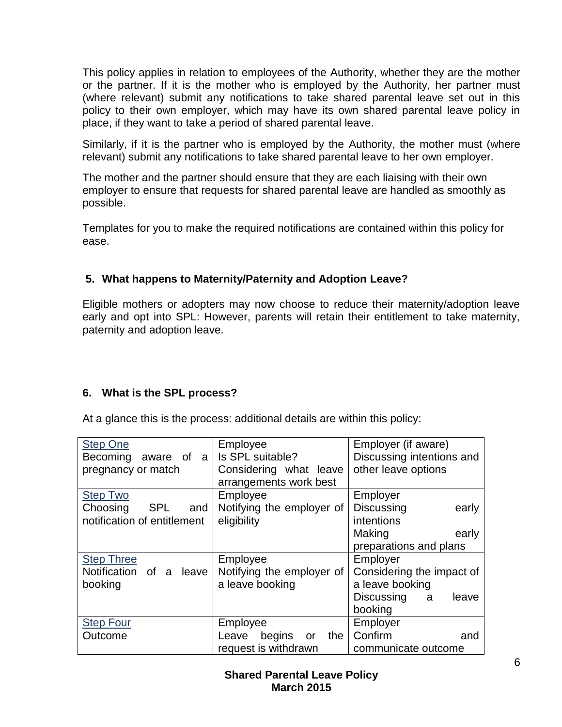This policy applies in relation to employees of the Authority, whether they are the mother or the partner. If it is the mother who is employed by the Authority, her partner must (where relevant) submit any notifications to take shared parental leave set out in this policy to their own employer, which may have its own shared parental leave policy in place, if they want to take a period of shared parental leave.

Similarly, if it is the partner who is employed by the Authority, the mother must (where relevant) submit any notifications to take shared parental leave to her own employer.

The mother and the partner should ensure that they are each liaising with their own employer to ensure that requests for shared parental leave are handled as smoothly as possible.

Templates for you to make the required notifications are contained within this policy for ease.

## 5. What happens to Maternity/Paternity and Adoption Leave?

Eligible mothers or adopters may now choose to reduce their maternity/adoption leave early and opt into SPL: However, parents will retain their entitlement to take maternity, paternity and adoption leave.

## 6. What is the SPL process?

At a glance this is the process: additional details are within this policy:

| | | |
|---|---|---|
| Step One<br>Becoming aware of a pregnancy or match | Employee<br>Is SPL suitable?<br>Considering what leave arrangements work best | Employer (if aware)<br>Discussing intentions and other leave options |
| Step Two<br>Choosing SPL and notification of entitlement | Employee<br>Notifying the employer of eligibility | Employer<br>Discussing early intentions<br>Making early preparations and plans |
| Step Three<br>Notification of a leave booking | Employee<br>Notifying the employer of a leave booking | Employer<br>Considering the impact of a leave booking<br>Discussing a leave booking |
| Step Four<br>Outcome | Employee<br>Leave begins or the request is withdrawn | Employer<br>Confirm and communicate outcome |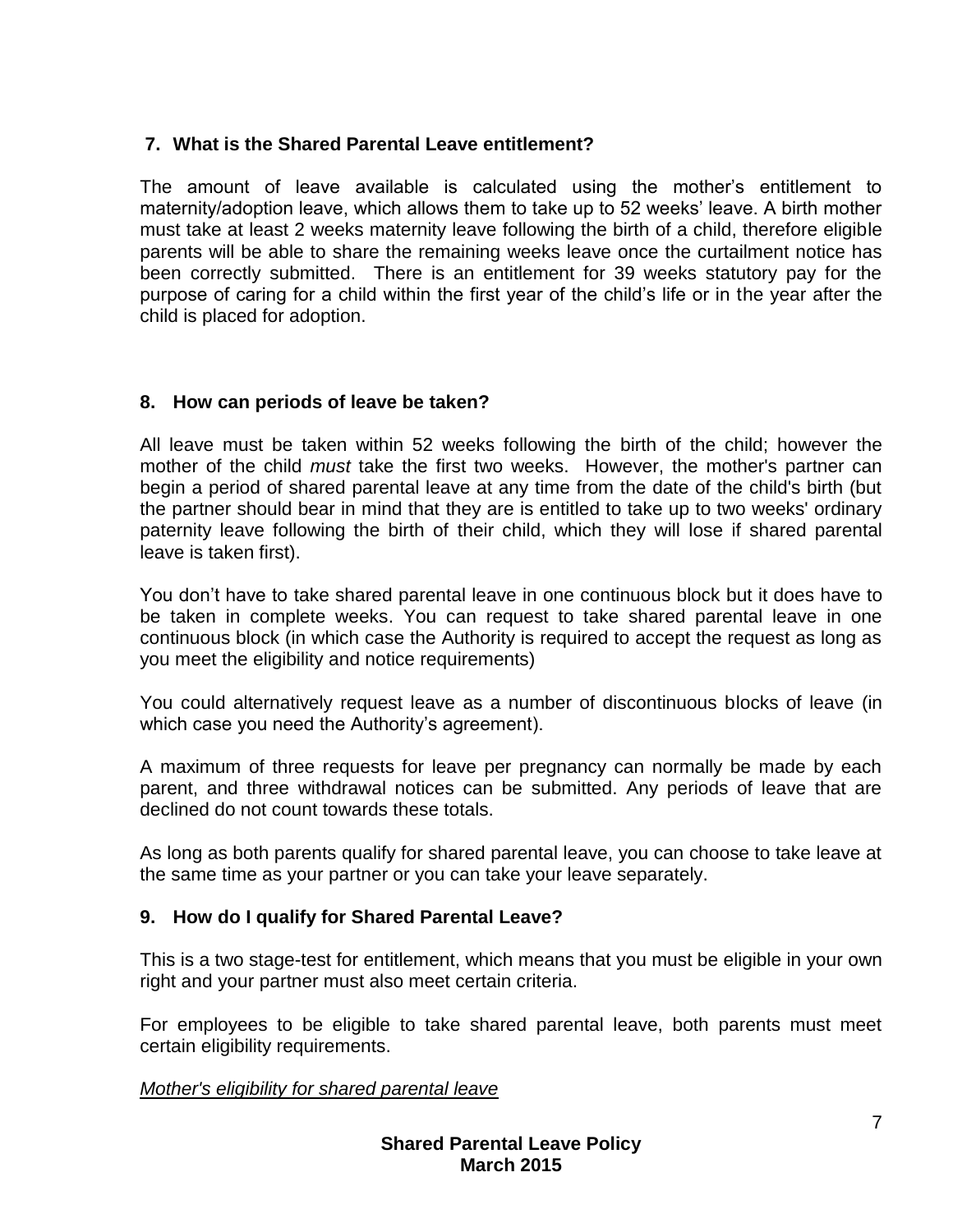## 7. What is the Shared Parental Leave entitlement?

The amount of leave available is calculated using the mother's entitlement to maternity/adoption leave, which allows them to take up to 52 weeks' leave. A birth mother must take at least 2 weeks maternity leave following the birth of a child, therefore eligible parents will be able to share the remaining weeks leave once the curtailment notice has been correctly submitted. There is an entitlement for 39 weeks statutory pay for the purpose of caring for a child within the first year of the child's life or in the year after the child is placed for adoption.

## 8. How can periods of leave be taken?

All leave must be taken within 52 weeks following the birth of the child; however the mother of the child *must* take the first two weeks. However, the mother's partner can begin a period of shared parental leave at any time from the date of the child's birth (but the partner should bear in mind that they are is entitled to take up to two weeks' ordinary paternity leave following the birth of their child, which they will lose if shared parental leave is taken first).

You don't have to take shared parental leave in one continuous block but it does have to be taken in complete weeks. You can request to take shared parental leave in one continuous block (in which case the Authority is required to accept the request as long as you meet the eligibility and notice requirements)

You could alternatively request leave as a number of discontinuous blocks of leave (in which case you need the Authority's agreement).

A maximum of three requests for leave per pregnancy can normally be made by each parent, and three withdrawal notices can be submitted. Any periods of leave that are declined do not count towards these totals.

As long as both parents qualify for shared parental leave, you can choose to take leave at the same time as your partner or you can take your leave separately.

## 9. How do I qualify for Shared Parental Leave?

This is a two stage-test for entitlement, which means that you must be eligible in your own right and your partner must also meet certain criteria.

For employees to be eligible to take shared parental leave, both parents must meet certain eligibility requirements.

*Mother's eligibility for shared parental leave*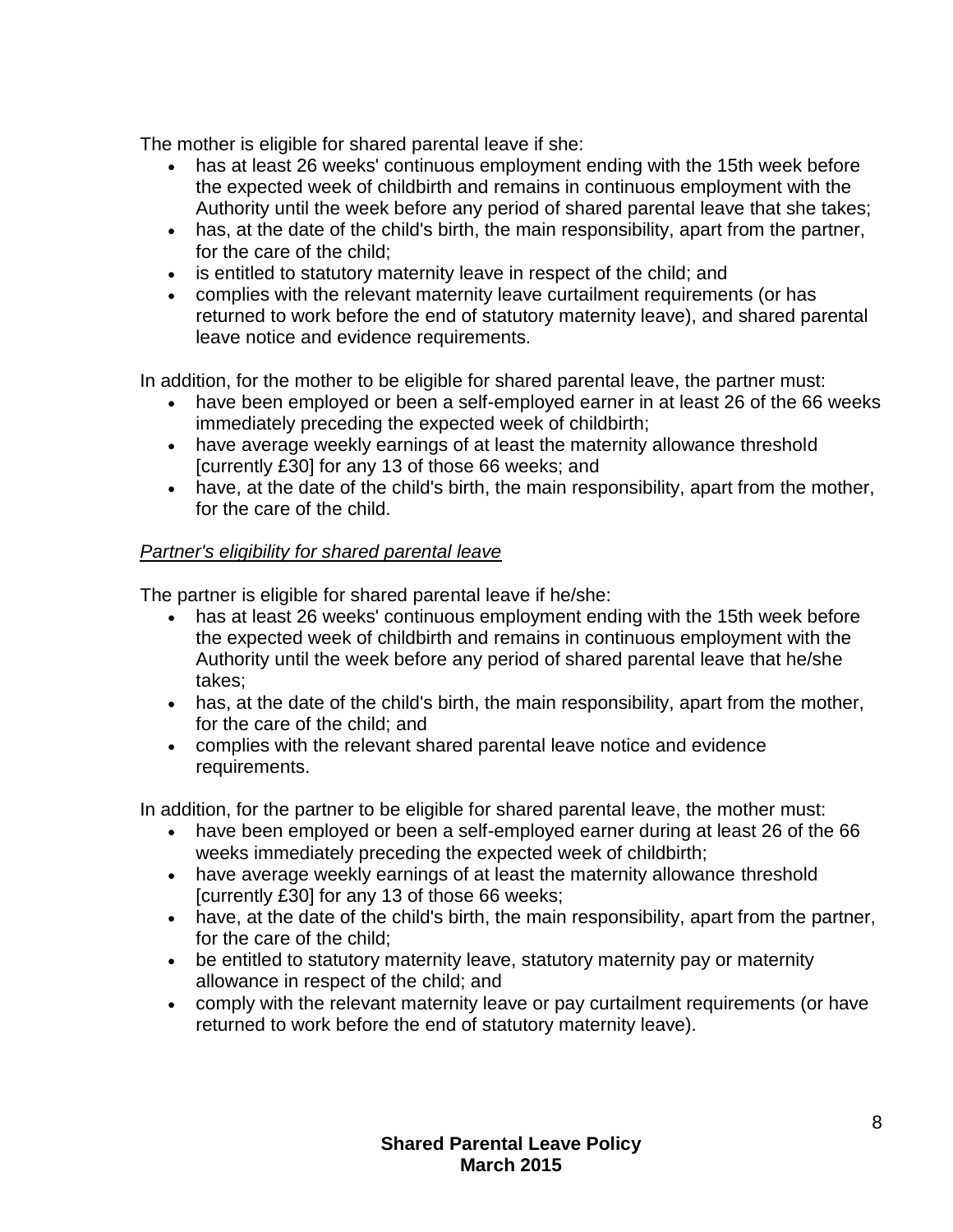The mother is eligible for shared parental leave if she:

- has at least 26 weeks' continuous employment ending with the 15th week before the expected week of childbirth and remains in continuous employment with the Authority until the week before any period of shared parental leave that she takes;
- has, at the date of the child's birth, the main responsibility, apart from the partner, for the care of the child;
- is entitled to statutory maternity leave in respect of the child; and
- complies with the relevant maternity leave curtailment requirements (or has returned to work before the end of statutory maternity leave), and shared parental leave notice and evidence requirements.

In addition, for the mother to be eligible for shared parental leave, the partner must:

- have been employed or been a self-employed earner in at least 26 of the 66 weeks immediately preceding the expected week of childbirth;
- have average weekly earnings of at least the maternity allowance threshold [currently £30] for any 13 of those 66 weeks; and
- have, at the date of the child's birth, the main responsibility, apart from the mother, for the care of the child.

*Partner's eligibility for shared parental leave*

The partner is eligible for shared parental leave if he/she:

- has at least 26 weeks' continuous employment ending with the 15th week before the expected week of childbirth and remains in continuous employment with the Authority until the week before any period of shared parental leave that he/she takes;
- has, at the date of the child's birth, the main responsibility, apart from the mother, for the care of the child; and
- complies with the relevant shared parental leave notice and evidence requirements.

In addition, for the partner to be eligible for shared parental leave, the mother must:

- have been employed or been a self-employed earner during at least 26 of the 66 weeks immediately preceding the expected week of childbirth;
- have average weekly earnings of at least the maternity allowance threshold [currently £30] for any 13 of those 66 weeks;
- have, at the date of the child's birth, the main responsibility, apart from the partner, for the care of the child;
- be entitled to statutory maternity leave, statutory maternity pay or maternity allowance in respect of the child; and
- comply with the relevant maternity leave or pay curtailment requirements (or have returned to work before the end of statutory maternity leave).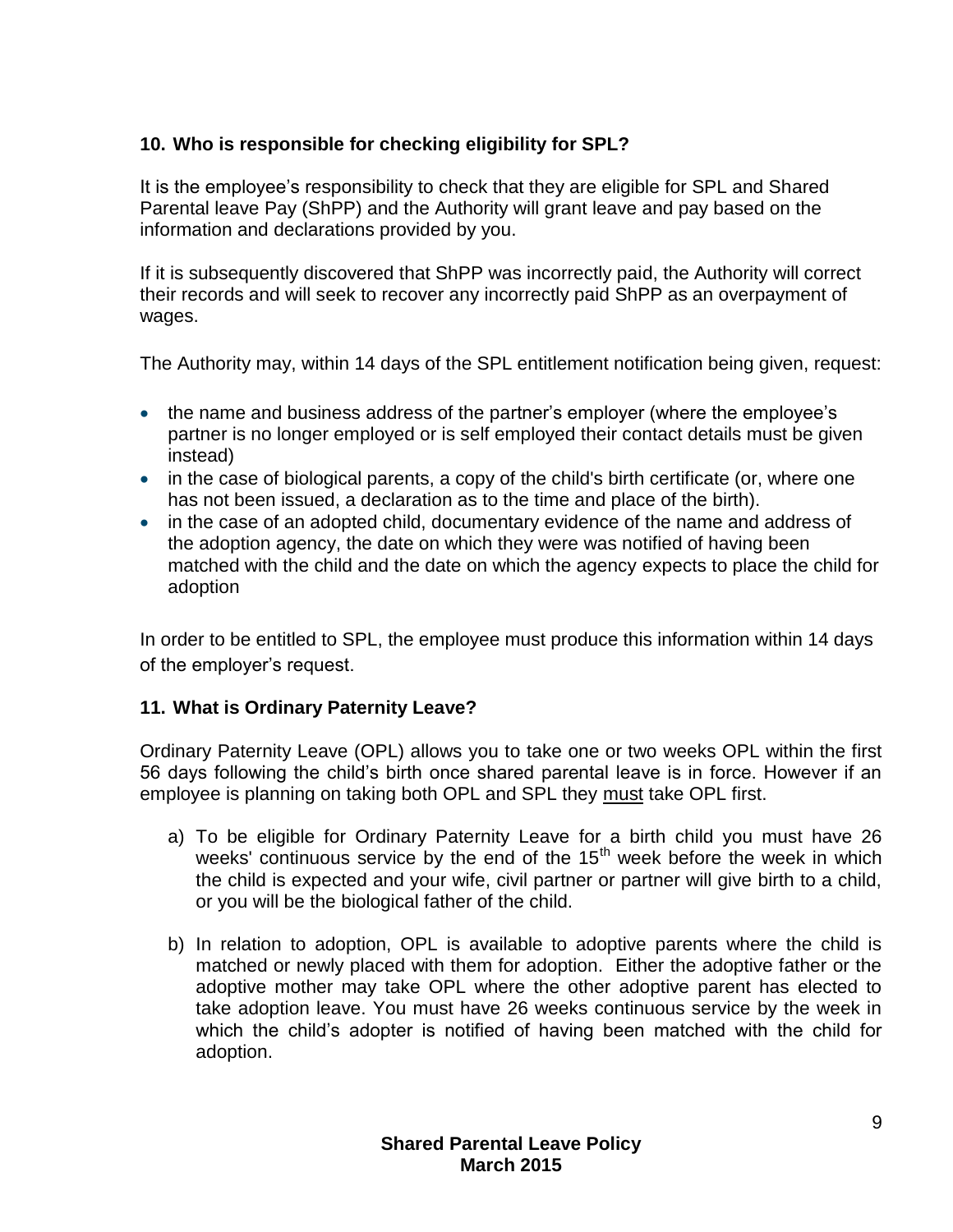## 10. Who is responsible for checking eligibility for SPL?

It is the employee's responsibility to check that they are eligible for SPL and Shared Parental leave Pay (ShPP) and the Authority will grant leave and pay based on the information and declarations provided by you.

If it is subsequently discovered that ShPP was incorrectly paid, the Authority will correct their records and will seek to recover any incorrectly paid ShPP as an overpayment of wages.

The Authority may, within 14 days of the SPL entitlement notification being given, request:

- the name and business address of the partner's employer (where the employee's partner is no longer employed or is self employed their contact details must be given instead)
- in the case of biological parents, a copy of the child's birth certificate (or, where one has not been issued, a declaration as to the time and place of the birth).
- in the case of an adopted child, documentary evidence of the name and address of the adoption agency, the date on which they were was notified of having been matched with the child and the date on which the agency expects to place the child for adoption

In order to be entitled to SPL, the employee must produce this information within 14 days of the employer's request.

## 11. What is Ordinary Paternity Leave?

Ordinary Paternity Leave (OPL) allows you to take one or two weeks OPL within the first 56 days following the child's birth once shared parental leave is in force. However if an employee is planning on taking both OPL and SPL they must take OPL first.

a) To be eligible for Ordinary Paternity Leave for a birth child you must have 26 weeks' continuous service by the end of the 15th week before the week in which the child is expected and your wife, civil partner or partner will give birth to a child, or you will be the biological father of the child.

b) In relation to adoption, OPL is available to adoptive parents where the child is matched or newly placed with them for adoption. Either the adoptive father or the adoptive mother may take OPL where the other adoptive parent has elected to take adoption leave. You must have 26 weeks continuous service by the week in which the child's adopter is notified of having been matched with the child for adoption.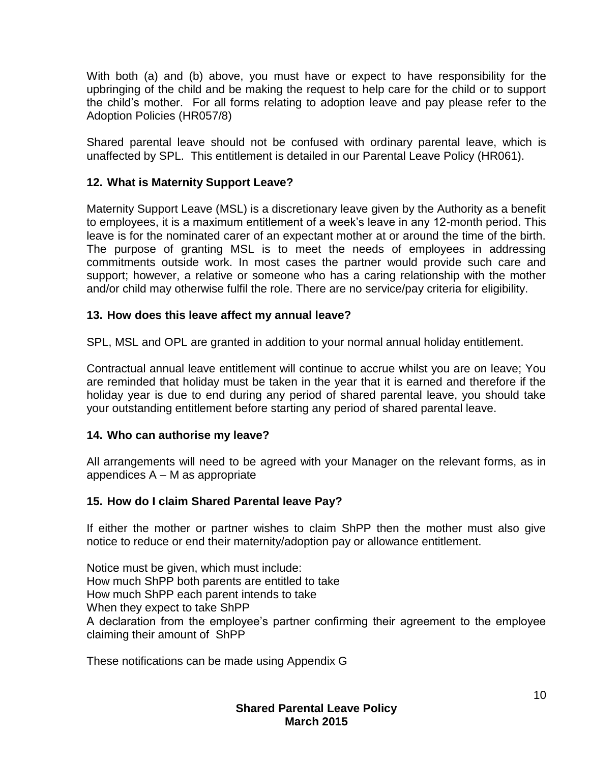With both (a) and (b) above, you must have or expect to have responsibility for the upbringing of the child and be making the request to help care for the child or to support the child's mother. For all forms relating to adoption leave and pay please refer to the Adoption Policies (HR057/8)

Shared parental leave should not be confused with ordinary parental leave, which is unaffected by SPL. This entitlement is detailed in our Parental Leave Policy (HR061).

### 12. What is Maternity Support Leave?

Maternity Support Leave (MSL) is a discretionary leave given by the Authority as a benefit to employees, it is a maximum entitlement of a week's leave in any 12-month period. This leave is for the nominated carer of an expectant mother at or around the time of the birth. The purpose of granting MSL is to meet the needs of employees in addressing commitments outside work. In most cases the partner would provide such care and support; however, a relative or someone who has a caring relationship with the mother and/or child may otherwise fulfil the role. There are no service/pay criteria for eligibility.

### 13. How does this leave affect my annual leave?

SPL, MSL and OPL are granted in addition to your normal annual holiday entitlement.

Contractual annual leave entitlement will continue to accrue whilst you are on leave; You are reminded that holiday must be taken in the year that it is earned and therefore if the holiday year is due to end during any period of shared parental leave, you should take your outstanding entitlement before starting any period of shared parental leave.

### 14. Who can authorise my leave?

All arrangements will need to be agreed with your Manager on the relevant forms, as in appendices A – M as appropriate

### 15. How do I claim Shared Parental leave Pay?

If either the mother or partner wishes to claim ShPP then the mother must also give notice to reduce or end their maternity/adoption pay or allowance entitlement.

Notice must be given, which must include:
How much ShPP both parents are entitled to take
How much ShPP each parent intends to take
When they expect to take ShPP
A declaration from the employee's partner confirming their agreement to the employee claiming their amount of ShPP

These notifications can be made using Appendix G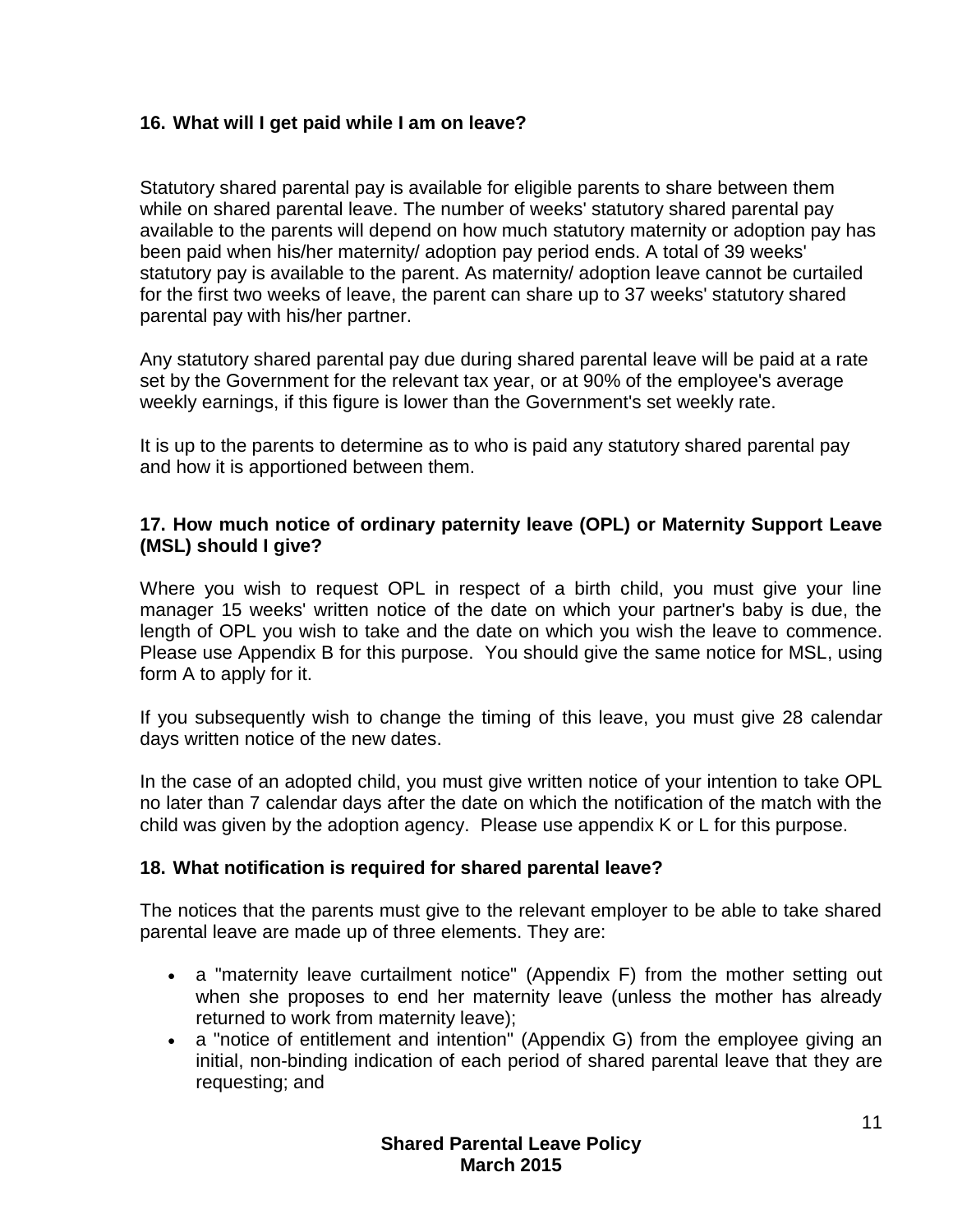## 16. What will I get paid while I am on leave?

Statutory shared parental pay is available for eligible parents to share between them while on shared parental leave. The number of weeks' statutory shared parental pay available to the parents will depend on how much statutory maternity or adoption pay has been paid when his/her maternity/ adoption pay period ends. A total of 39 weeks' statutory pay is available to the parent. As maternity/ adoption leave cannot be curtailed for the first two weeks of leave, the parent can share up to 37 weeks' statutory shared parental pay with his/her partner.

Any statutory shared parental pay due during shared parental leave will be paid at a rate set by the Government for the relevant tax year, or at 90% of the employee's average weekly earnings, if this figure is lower than the Government's set weekly rate.

It is up to the parents to determine as to who is paid any statutory shared parental pay and how it is apportioned between them.

## 17. How much notice of ordinary paternity leave (OPL) or Maternity Support Leave (MSL) should I give?

Where you wish to request OPL in respect of a birth child, you must give your line manager 15 weeks' written notice of the date on which your partner's baby is due, the length of OPL you wish to take and the date on which you wish the leave to commence. Please use Appendix B for this purpose. You should give the same notice for MSL, using form A to apply for it.

If you subsequently wish to change the timing of this leave, you must give 28 calendar days written notice of the new dates.

In the case of an adopted child, you must give written notice of your intention to take OPL no later than 7 calendar days after the date on which the notification of the match with the child was given by the adoption agency. Please use appendix K or L for this purpose.

## 18. What notification is required for shared parental leave?

The notices that the parents must give to the relevant employer to be able to take shared parental leave are made up of three elements. They are:

- a "maternity leave curtailment notice" (Appendix F) from the mother setting out when she proposes to end her maternity leave (unless the mother has already returned to work from maternity leave);
- a "notice of entitlement and intention" (Appendix G) from the employee giving an initial, non-binding indication of each period of shared parental leave that they are requesting; and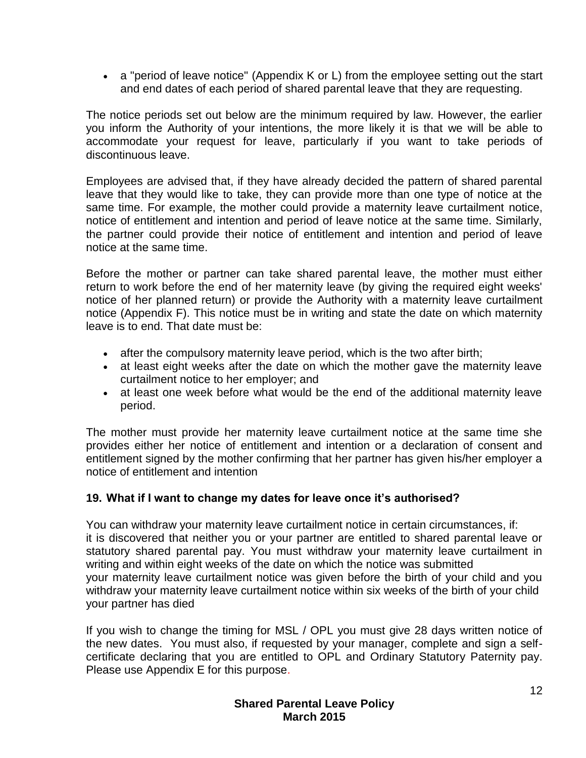- a "period of leave notice" (Appendix K or L) from the employee setting out the start and end dates of each period of shared parental leave that they are requesting.

The notice periods set out below are the minimum required by law. However, the earlier you inform the Authority of your intentions, the more likely it is that we will be able to accommodate your request for leave, particularly if you want to take periods of discontinuous leave.

Employees are advised that, if they have already decided the pattern of shared parental leave that they would like to take, they can provide more than one type of notice at the same time. For example, the mother could provide a maternity leave curtailment notice, notice of entitlement and intention and period of leave notice at the same time. Similarly, the partner could provide their notice of entitlement and intention and period of leave notice at the same time.

Before the mother or partner can take shared parental leave, the mother must either return to work before the end of her maternity leave (by giving the required eight weeks' notice of her planned return) or provide the Authority with a maternity leave curtailment notice (Appendix F). This notice must be in writing and state the date on which maternity leave is to end. That date must be:

- after the compulsory maternity leave period, which is the two after birth;
- at least eight weeks after the date on which the mother gave the maternity leave curtailment notice to her employer; and
- at least one week before what would be the end of the additional maternity leave period.

The mother must provide her maternity leave curtailment notice at the same time she provides either her notice of entitlement and intention or a declaration of consent and entitlement signed by the mother confirming that her partner has given his/her employer a notice of entitlement and intention

### 19. What if I want to change my dates for leave once it's authorised?

You can withdraw your maternity leave curtailment notice in certain circumstances, if:
it is discovered that neither you or your partner are entitled to shared parental leave or statutory shared parental pay. You must withdraw your maternity leave curtailment in writing and within eight weeks of the date on which the notice was submitted
your maternity leave curtailment notice was given before the birth of your child and you withdraw your maternity leave curtailment notice within six weeks of the birth of your child
your partner has died

If you wish to change the timing for MSL / OPL you must give 28 days written notice of the new dates. You must also, if requested by your manager, complete and sign a self-certificate declaring that you are entitled to OPL and Ordinary Statutory Paternity pay. Please use Appendix E for this purpose.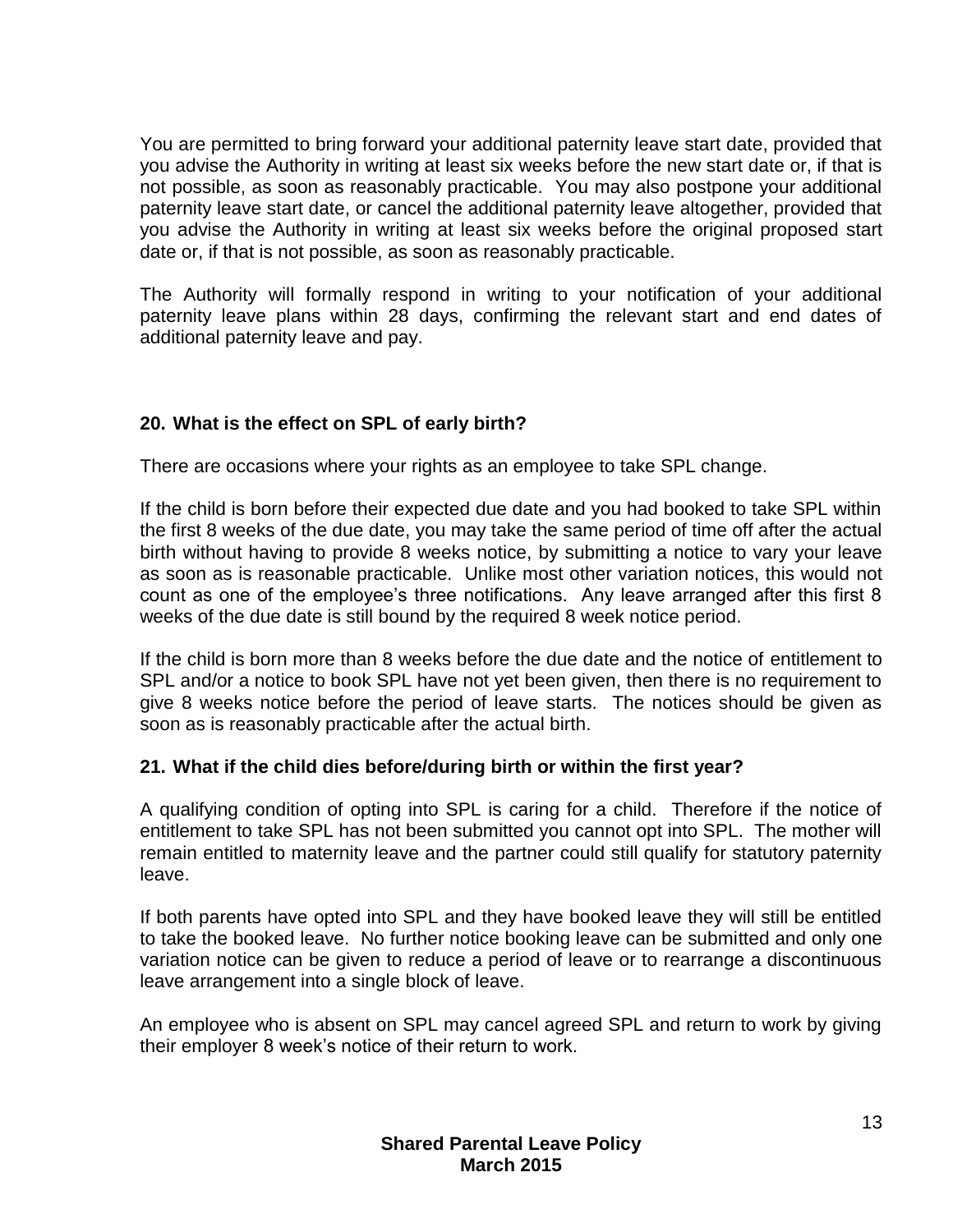You are permitted to bring forward your additional paternity leave start date, provided that you advise the Authority in writing at least six weeks before the new start date or, if that is not possible, as soon as reasonably practicable. You may also postpone your additional paternity leave start date, or cancel the additional paternity leave altogether, provided that you advise the Authority in writing at least six weeks before the original proposed start date or, if that is not possible, as soon as reasonably practicable.

The Authority will formally respond in writing to your notification of your additional paternity leave plans within 28 days, confirming the relevant start and end dates of additional paternity leave and pay.

### 20. What is the effect on SPL of early birth?

There are occasions where your rights as an employee to take SPL change.

If the child is born before their expected due date and you had booked to take SPL within the first 8 weeks of the due date, you may take the same period of time off after the actual birth without having to provide 8 weeks notice, by submitting a notice to vary your leave as soon as is reasonable practicable. Unlike most other variation notices, this would not count as one of the employee's three notifications. Any leave arranged after this first 8 weeks of the due date is still bound by the required 8 week notice period.

If the child is born more than 8 weeks before the due date and the notice of entitlement to SPL and/or a notice to book SPL have not yet been given, then there is no requirement to give 8 weeks notice before the period of leave starts. The notices should be given as soon as is reasonably practicable after the actual birth.

### 21. What if the child dies before/during birth or within the first year?

A qualifying condition of opting into SPL is caring for a child. Therefore if the notice of entitlement to take SPL has not been submitted you cannot opt into SPL. The mother will remain entitled to maternity leave and the partner could still qualify for statutory paternity leave.

If both parents have opted into SPL and they have booked leave they will still be entitled to take the booked leave. No further notice booking leave can be submitted and only one variation notice can be given to reduce a period of leave or to rearrange a discontinuous leave arrangement into a single block of leave.

An employee who is absent on SPL may cancel agreed SPL and return to work by giving their employer 8 week's notice of their return to work.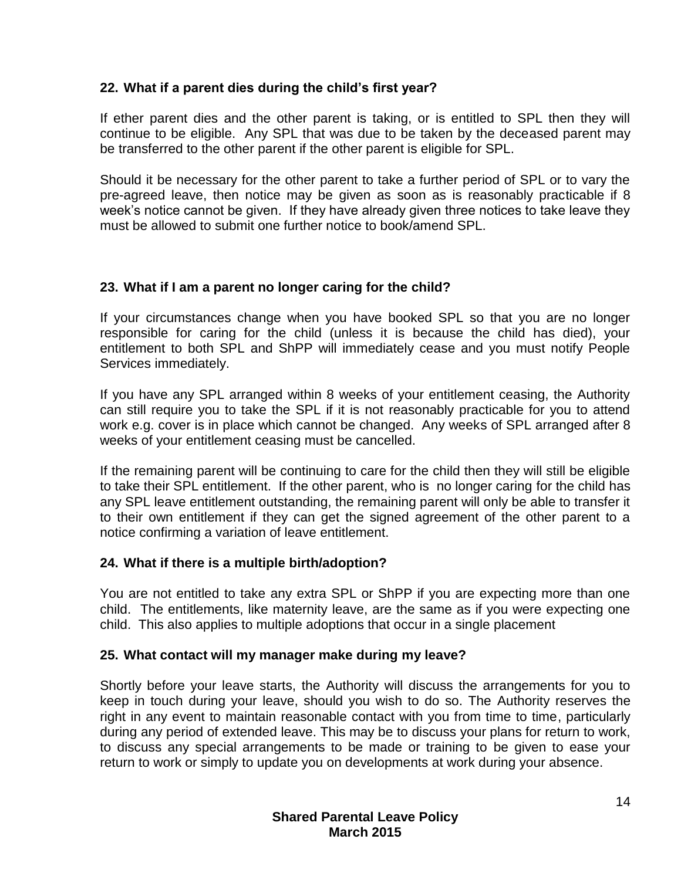### 22. What if a parent dies during the child's first year?

If ether parent dies and the other parent is taking, or is entitled to SPL then they will continue to be eligible. Any SPL that was due to be taken by the deceased parent may be transferred to the other parent if the other parent is eligible for SPL.

Should it be necessary for the other parent to take a further period of SPL or to vary the pre-agreed leave, then notice may be given as soon as is reasonably practicable if 8 week's notice cannot be given. If they have already given three notices to take leave they must be allowed to submit one further notice to book/amend SPL.

### 23. What if I am a parent no longer caring for the child?

If your circumstances change when you have booked SPL so that you are no longer responsible for caring for the child (unless it is because the child has died), your entitlement to both SPL and ShPP will immediately cease and you must notify People Services immediately.

If you have any SPL arranged within 8 weeks of your entitlement ceasing, the Authority can still require you to take the SPL if it is not reasonably practicable for you to attend work e.g. cover is in place which cannot be changed. Any weeks of SPL arranged after 8 weeks of your entitlement ceasing must be cancelled.

If the remaining parent will be continuing to care for the child then they will still be eligible to take their SPL entitlement. If the other parent, who is no longer caring for the child has any SPL leave entitlement outstanding, the remaining parent will only be able to transfer it to their own entitlement if they can get the signed agreement of the other parent to a notice confirming a variation of leave entitlement.

### 24. What if there is a multiple birth/adoption?

You are not entitled to take any extra SPL or ShPP if you are expecting more than one child. The entitlements, like maternity leave, are the same as if you were expecting one child. This also applies to multiple adoptions that occur in a single placement

### 25. What contact will my manager make during my leave?

Shortly before your leave starts, the Authority will discuss the arrangements for you to keep in touch during your leave, should you wish to do so. The Authority reserves the right in any event to maintain reasonable contact with you from time to time, particularly during any period of extended leave. This may be to discuss your plans for return to work, to discuss any special arrangements to be made or training to be given to ease your return to work or simply to update you on developments at work during your absence.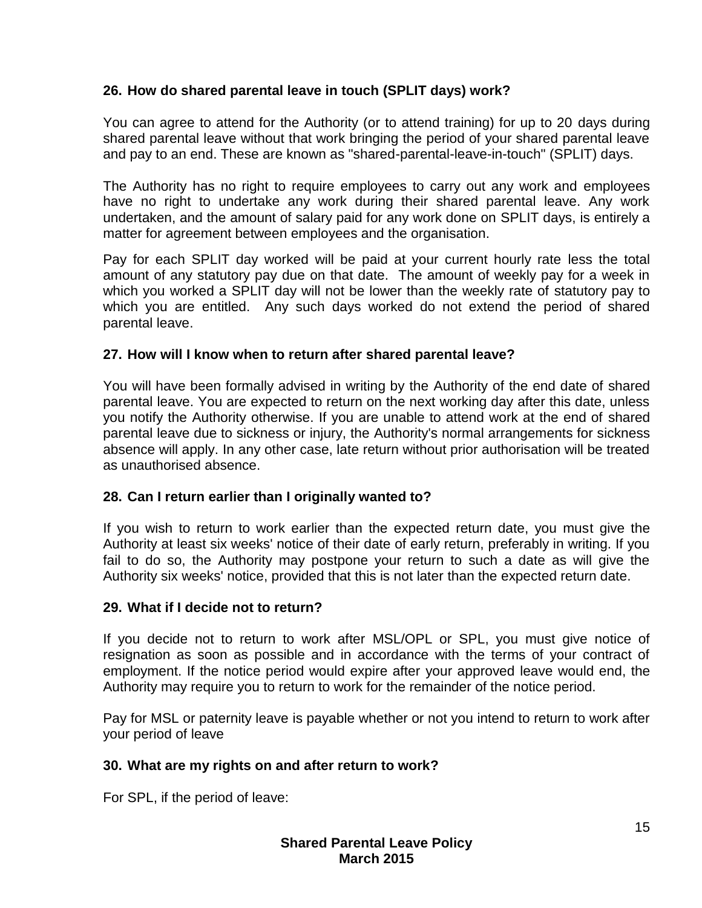### 26. How do shared parental leave in touch (SPLIT days) work?

You can agree to attend for the Authority (or to attend training) for up to 20 days during shared parental leave without that work bringing the period of your shared parental leave and pay to an end. These are known as "shared-parental-leave-in-touch" (SPLIT) days.

The Authority has no right to require employees to carry out any work and employees have no right to undertake any work during their shared parental leave. Any work undertaken, and the amount of salary paid for any work done on SPLIT days, is entirely a matter for agreement between employees and the organisation.

Pay for each SPLIT day worked will be paid at your current hourly rate less the total amount of any statutory pay due on that date. The amount of weekly pay for a week in which you worked a SPLIT day will not be lower than the weekly rate of statutory pay to which you are entitled. Any such days worked do not extend the period of shared parental leave.

### 27. How will I know when to return after shared parental leave?

You will have been formally advised in writing by the Authority of the end date of shared parental leave. You are expected to return on the next working day after this date, unless you notify the Authority otherwise. If you are unable to attend work at the end of shared parental leave due to sickness or injury, the Authority's normal arrangements for sickness absence will apply. In any other case, late return without prior authorisation will be treated as unauthorised absence.

### 28. Can I return earlier than I originally wanted to?

If you wish to return to work earlier than the expected return date, you must give the Authority at least six weeks' notice of their date of early return, preferably in writing. If you fail to do so, the Authority may postpone your return to such a date as will give the Authority six weeks' notice, provided that this is not later than the expected return date.

### 29. What if I decide not to return?

If you decide not to return to work after MSL/OPL or SPL, you must give notice of resignation as soon as possible and in accordance with the terms of your contract of employment. If the notice period would expire after your approved leave would end, the Authority may require you to return to work for the remainder of the notice period.

Pay for MSL or paternity leave is payable whether or not you intend to return to work after your period of leave

### 30. What are my rights on and after return to work?

For SPL, if the period of leave: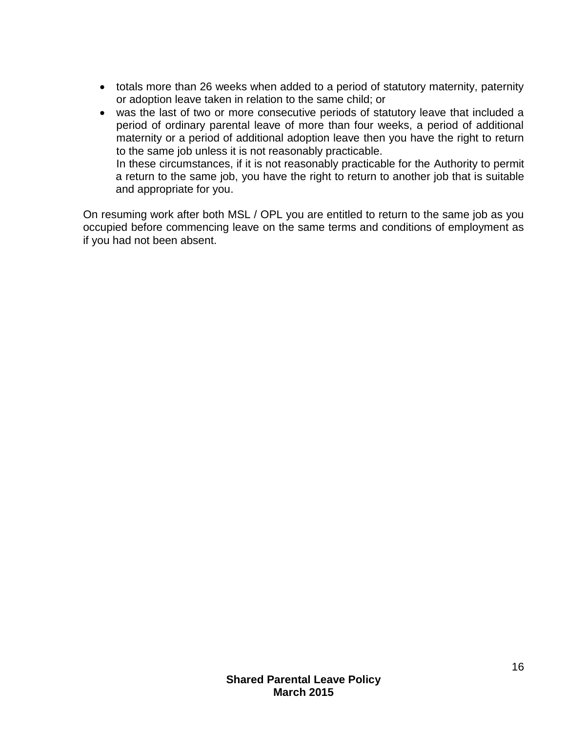- totals more than 26 weeks when added to a period of statutory maternity, paternity or adoption leave taken in relation to the same child; or
- was the last of two or more consecutive periods of statutory leave that included a period of ordinary parental leave of more than four weeks, a period of additional maternity or a period of additional adoption leave then you have the right to return to the same job unless it is not reasonably practicable.
  In these circumstances, if it is not reasonably practicable for the Authority to permit a return to the same job, you have the right to return to another job that is suitable and appropriate for you.

On resuming work after both MSL / OPL you are entitled to return to the same job as you occupied before commencing leave on the same terms and conditions of employment as if you had not been absent.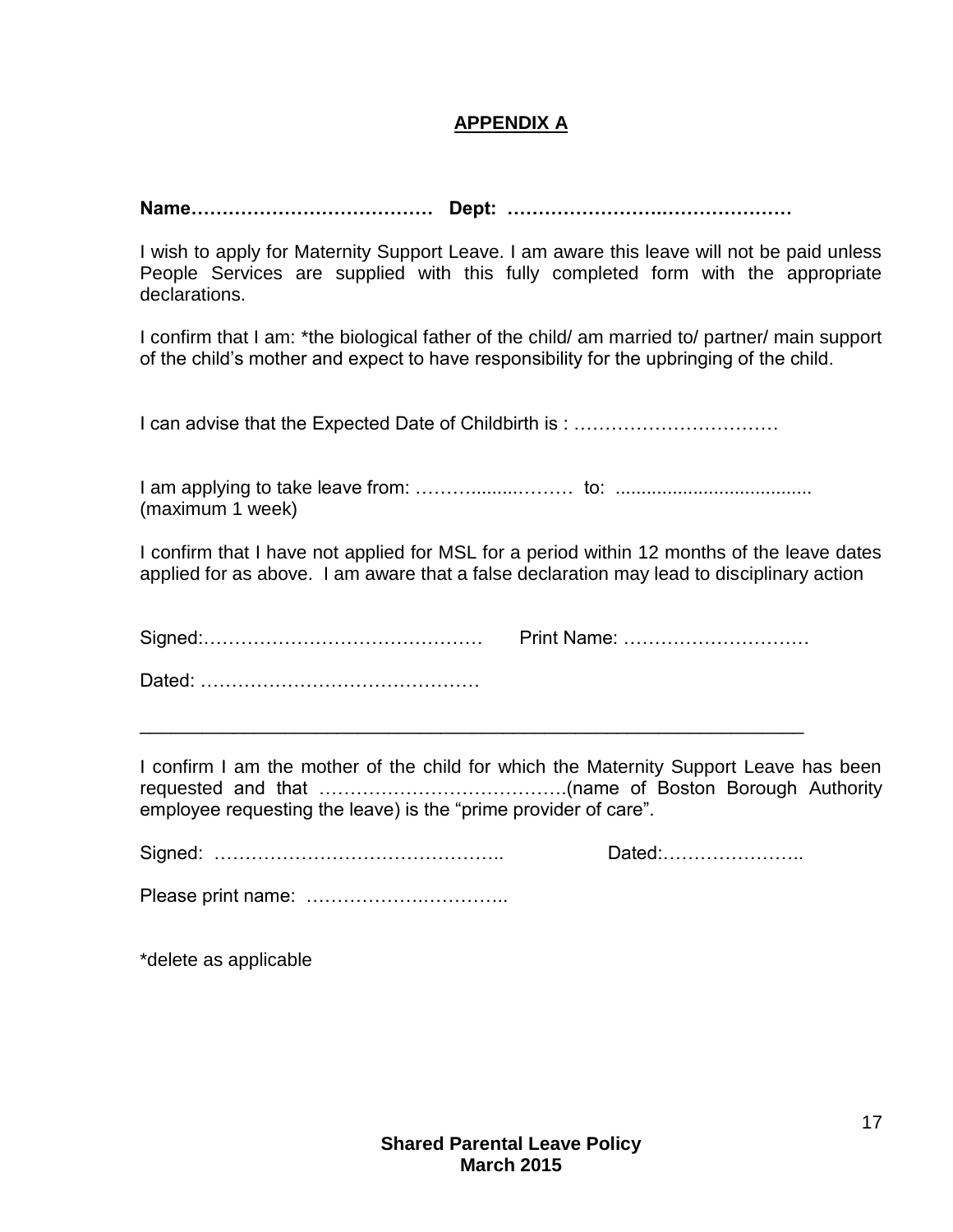## APPENDIX A

**Name………………………………… Dept: ………………….…………………**

I wish to apply for Maternity Support Leave. I am aware this leave will not be paid unless People Services are supplied with this fully completed form with the appropriate declarations.

I confirm that I am: *the biological father of the child/ am married to/ partner/ main support of the child's mother and expect to have responsibility for the upbringing of the child.

I can advise that the Expected Date of Childbirth is : ……………………………

I am applying to take leave from: ………........……… to: ......................................
(maximum 1 week)

I confirm that I have not applied for MSL for a period within 12 months of the leave dates applied for as above. I am aware that a false declaration may lead to disciplinary action

Signed:……………………………………… Print Name: …………………………

Dated: ………………….……………………

---

I confirm I am the mother of the child for which the Maternity Support Leave has been requested and that ………………………………….(name of Boston Borough Authority employee requesting the leave) is the "prime provider of care".

Signed: ……………………………………….. Dated:…………………..

Please print name: …………………….…………..

*delete as applicable

**Shared Parental Leave Policy**
**March 2015**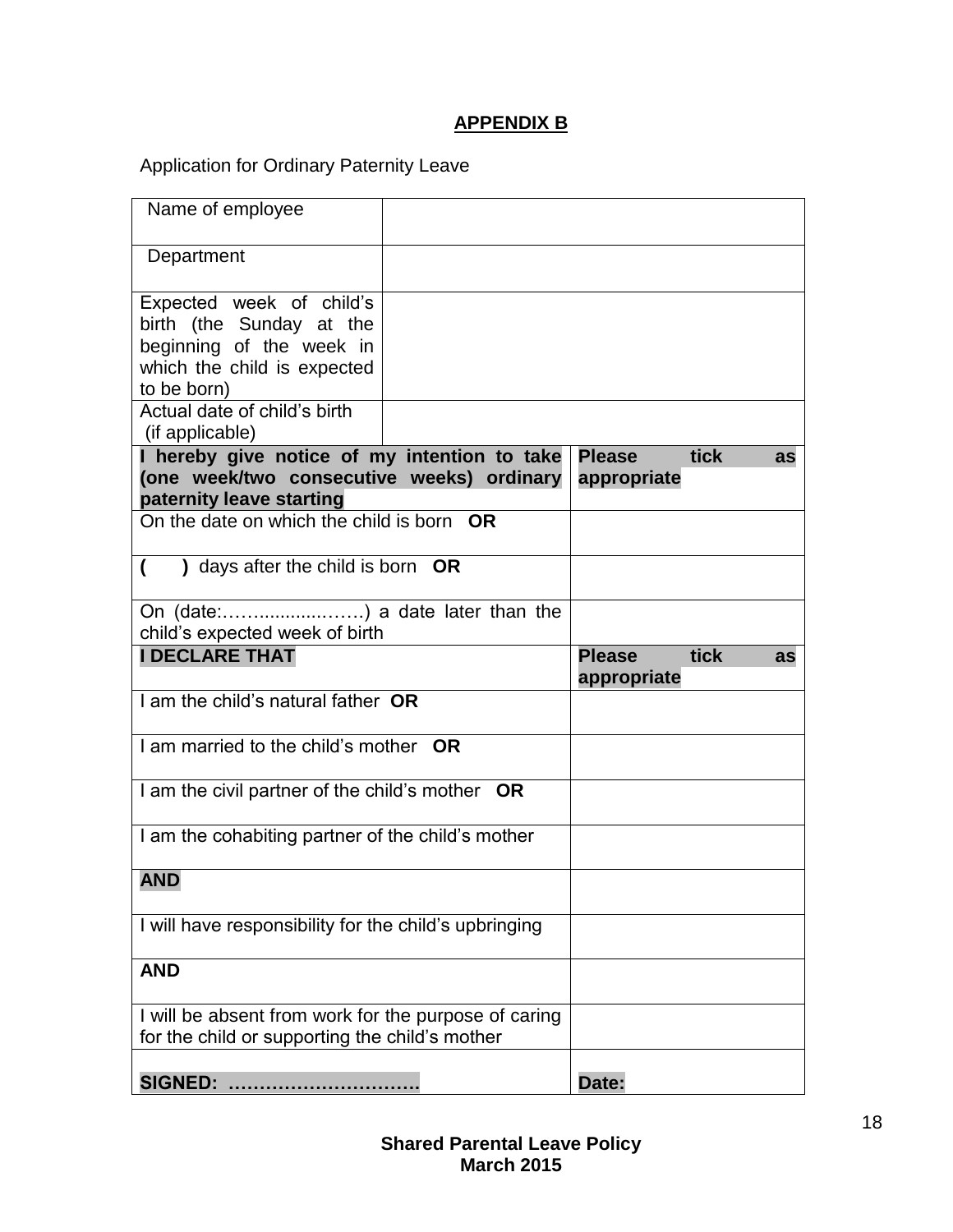**APPENDIX B**

Application for Ordinary Paternity Leave

| | |
|---|---|
| Name of employee | |
| Department | |
| Expected week of child's birth (the Sunday at the beginning of the week in which the child is expected to be born) | |
| Actual date of child's birth (if applicable) | |

| | |
|---|---|
| **I hereby give notice of my intention to take (one week/two consecutive weeks) ordinary paternity leave starting** | **Please tick as appropriate** |
| On the date on which the child is born **OR** | |
| **( )** days after the child is born **OR** | |
| On (date:……...........…….) a date later than the child's expected week of birth | |
| **I DECLARE THAT** | **Please tick as appropriate** |
| I am the child's natural father **OR** | |
| I am married to the child's mother **OR** | |
| I am the civil partner of the child's mother **OR** | |
| I am the cohabiting partner of the child's mother | |
| **AND** | |
| I will have responsibility for the child's upbringing | |
| **AND** | |
| I will be absent from work for the purpose of caring for the child or supporting the child's mother | |
| **SIGNED: ………………………….** | **Date:** |

**Shared Parental Leave Policy**
**March 2015**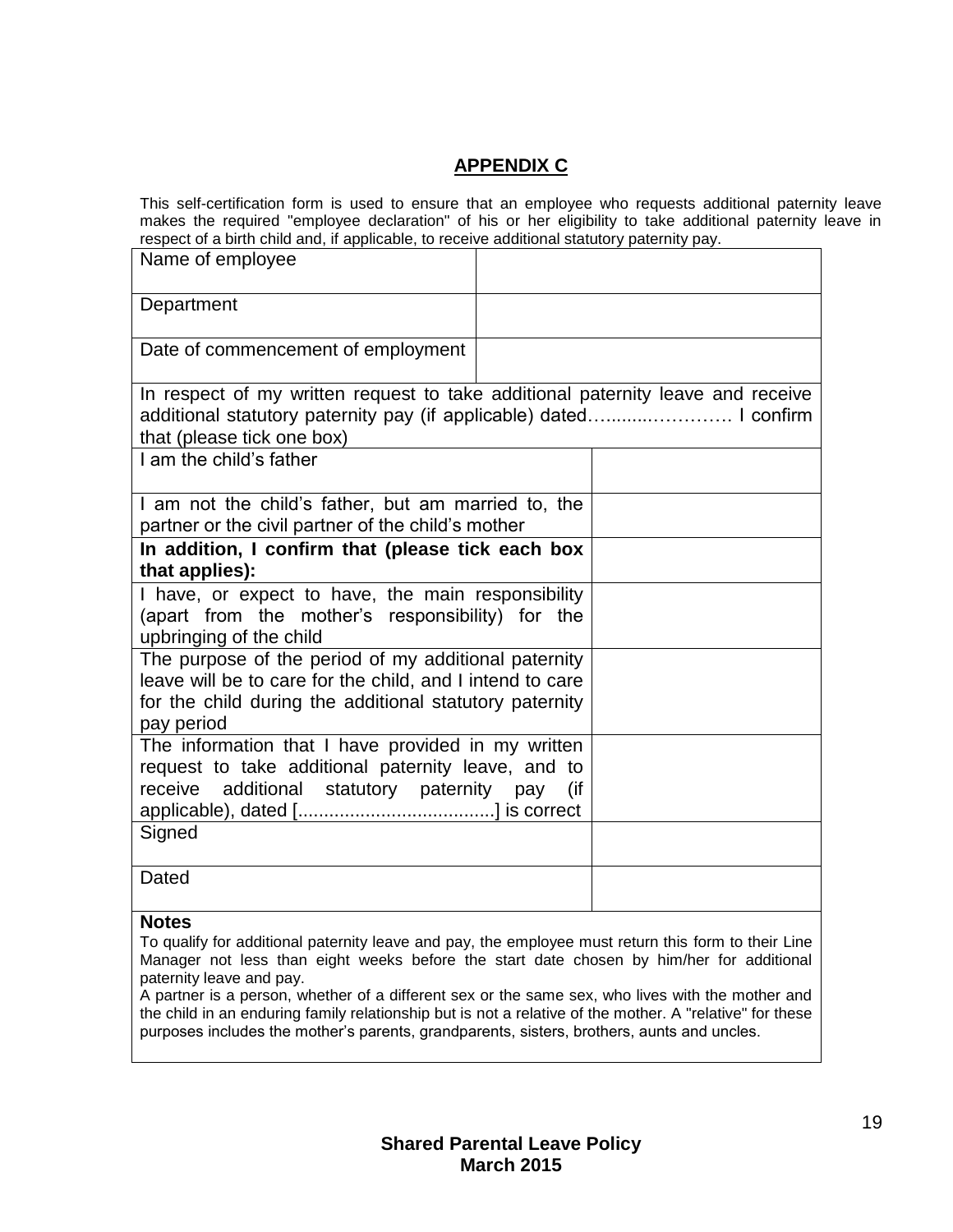## APPENDIX C

This self-certification form is used to ensure that an employee who requests additional paternity leave makes the required "employee declaration" of his or her eligibility to take additional paternity leave in respect of a birth child and, if applicable, to receive additional statutory paternity pay.

| | |
|---|---|
| Name of employee | |
| Department | |
| Date of commencement of employment | |
| In respect of my written request to take additional paternity leave and receive additional statutory paternity pay (if applicable) dated…........…………. I confirm that (please tick one box) | |
| I am the child's father | |
| I am not the child's father, but am married to, the partner or the civil partner of the child's mother | |
| **In addition, I confirm that (please tick each box that applies):** | |
| I have, or expect to have, the main responsibility (apart from the mother's responsibility) for the upbringing of the child | |
| The purpose of the period of my additional paternity leave will be to care for the child, and I intend to care for the child during the additional statutory paternity pay period | |
| The information that I have provided in my written request to take additional paternity leave, and to receive additional statutory paternity pay (if applicable), dated [......................................] is correct | |
| Signed | |
| Dated | |

**Notes**

To qualify for additional paternity leave and pay, the employee must return this form to their Line Manager not less than eight weeks before the start date chosen by him/her for additional paternity leave and pay.

A partner is a person, whether of a different sex or the same sex, who lives with the mother and the child in an enduring family relationship but is not a relative of the mother. A "relative" for these purposes includes the mother's parents, grandparents, sisters, brothers, aunts and uncles.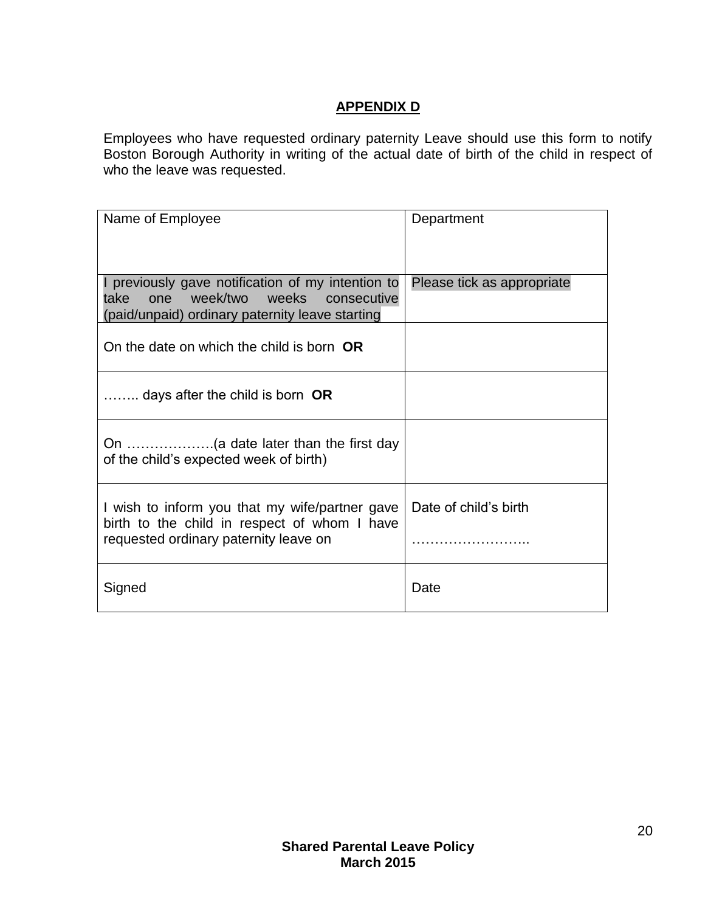**APPENDIX D**

Employees who have requested ordinary paternity Leave should use this form to notify Boston Borough Authority in writing of the actual date of birth of the child in respect of who the leave was requested.

| | |
|---|---|
| Name of Employee | Department |
| I previously gave notification of my intention to take one week/two weeks consecutive (paid/unpaid) ordinary paternity leave starting | Please tick as appropriate |
| On the date on which the child is born **OR** | |
| …….. days after the child is born **OR** | |
| On ……………….(a date later than the first day of the child's expected week of birth) | |
| I wish to inform you that my wife/partner gave birth to the child in respect of whom I have requested ordinary paternity leave on | Date of child's birth<br><br>…………………….. |
| Signed | Date |

**Shared Parental Leave Policy**
**March 2015**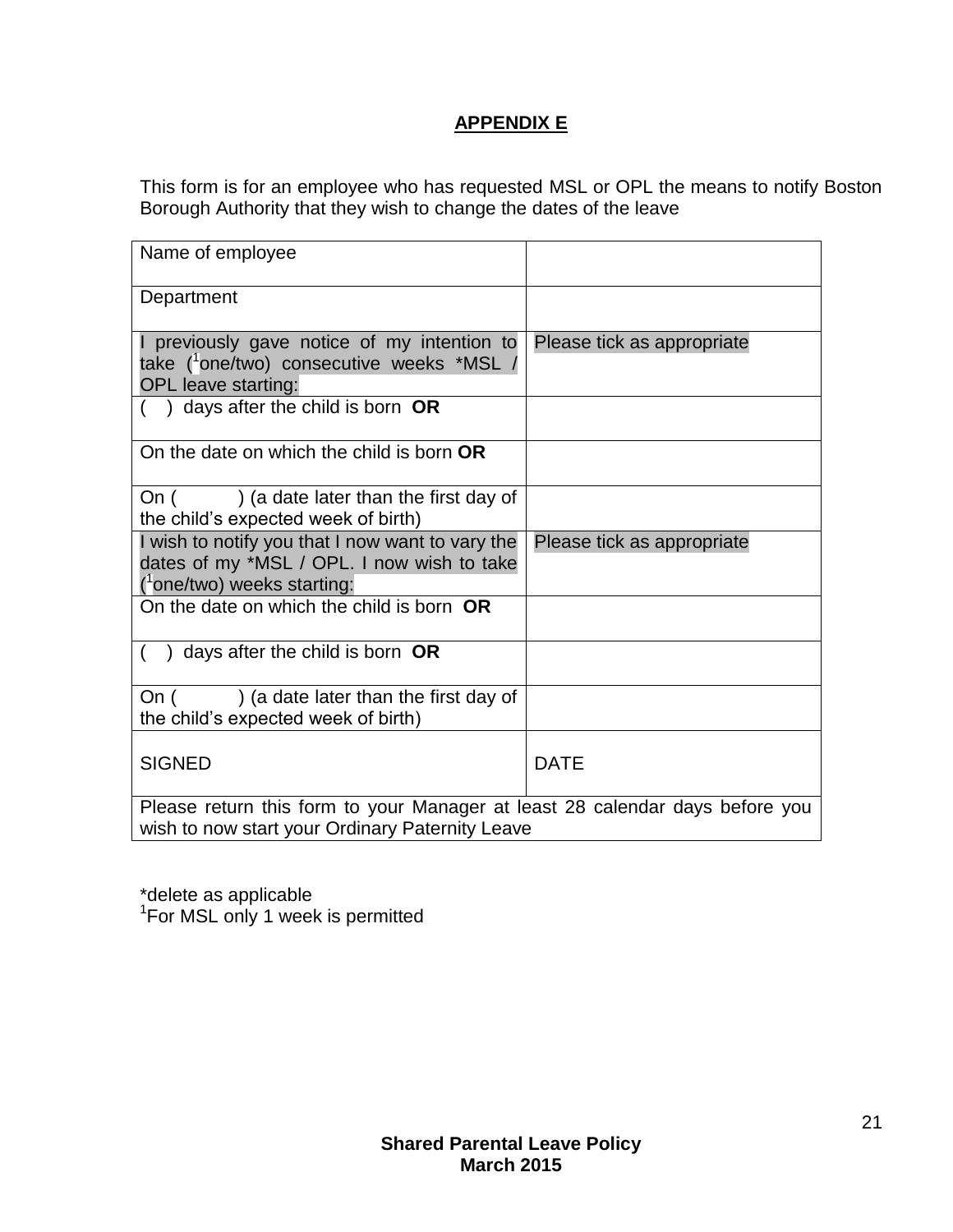## APPENDIX E

This form is for an employee who has requested MSL or OPL the means to notify Boston Borough Authority that they wish to change the dates of the leave

| | |
|---|---|
| Name of employee | |
| Department | |
| I previously gave notice of my intention to take ([1]one/two) consecutive weeks *MSL / OPL leave starting: | Please tick as appropriate |
| (   ) days after the child is born **OR** | |
| On the date on which the child is born **OR** | |
| On (          ) (a date later than the first day of the child's expected week of birth) | |
| I wish to notify you that I now want to vary the dates of my *MSL / OPL. I now wish to take ([1]one/two) weeks starting: | Please tick as appropriate |
| On the date on which the child is born **OR** | |
| (   ) days after the child is born **OR** | |
| On (          ) (a date later than the first day of the child's expected week of birth) | |
| SIGNED | DATE |
| Please return this form to your Manager at least 28 calendar days before you wish to now start your Ordinary Paternity Leave | |

*delete as applicable
[1]For MSL only 1 week is permitted

**Shared Parental Leave Policy**
**March 2015**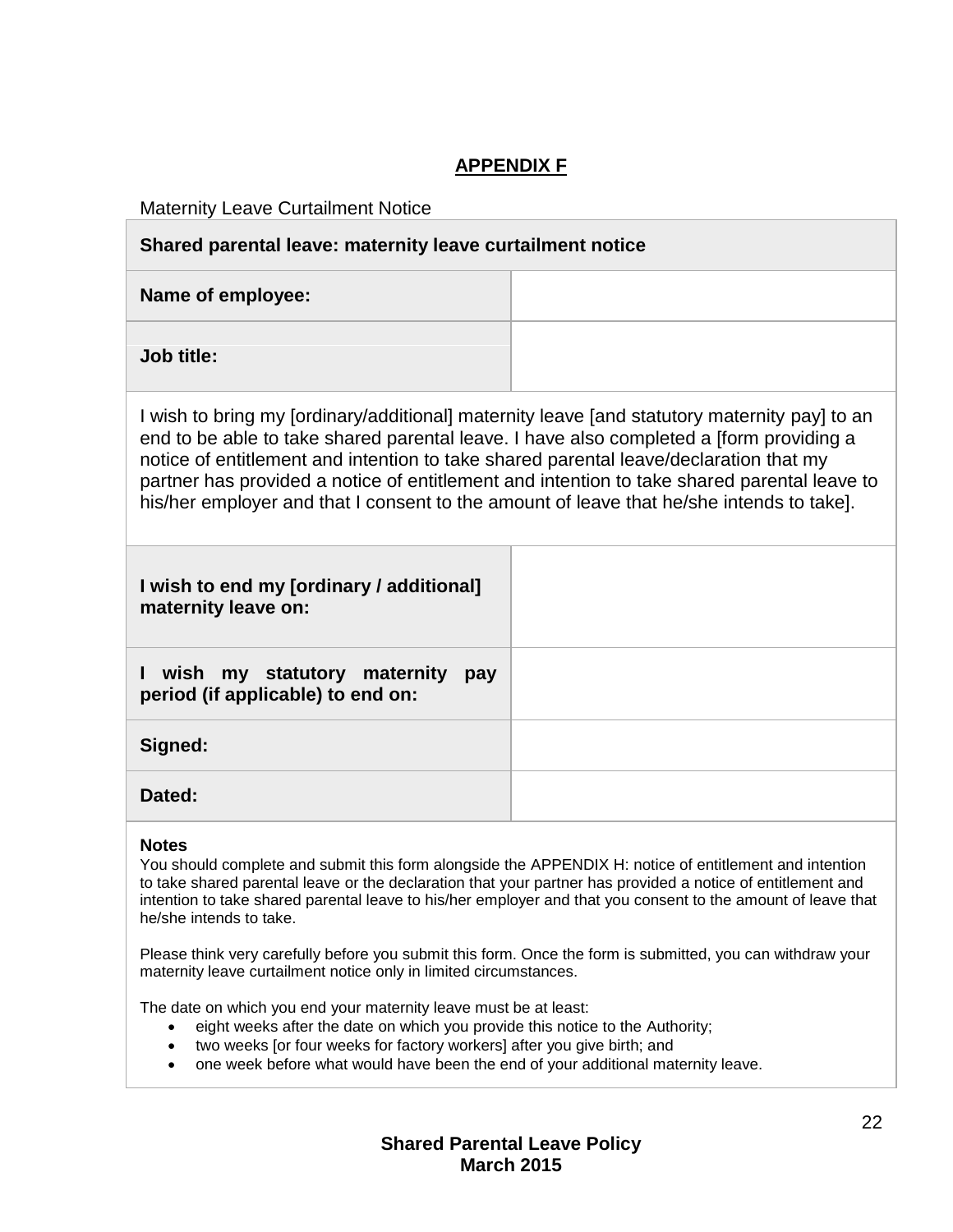## APPENDIX F

Maternity Leave Curtailment Notice

| **Shared parental leave: maternity leave curtailment notice** | |
|---|---|
| **Name of employee:** | |
| **Job title:** | |
| I wish to bring my [ordinary/additional] maternity leave [and statutory maternity pay] to an end to be able to take shared parental leave. I have also completed a [form providing a notice of entitlement and intention to take shared parental leave/declaration that my partner has provided a notice of entitlement and intention to take shared parental leave to his/her employer and that I consent to the amount of leave that he/she intends to take]. | |
| **I wish to end my [ordinary / additional] maternity leave on:** | |
| **I wish my statutory maternity pay period (if applicable) to end on:** | |
| **Signed:** | |
| **Dated:** | |

**Notes**

You should complete and submit this form alongside the APPENDIX H: notice of entitlement and intention to take shared parental leave or the declaration that your partner has provided a notice of entitlement and intention to take shared parental leave to his/her employer and that you consent to the amount of leave that he/she intends to take.

Please think very carefully before you submit this form. Once the form is submitted, you can withdraw your maternity leave curtailment notice only in limited circumstances.

The date on which you end your maternity leave must be at least:

- eight weeks after the date on which you provide this notice to the Authority;
- two weeks [or four weeks for factory workers] after you give birth; and
- one week before what would have been the end of your additional maternity leave.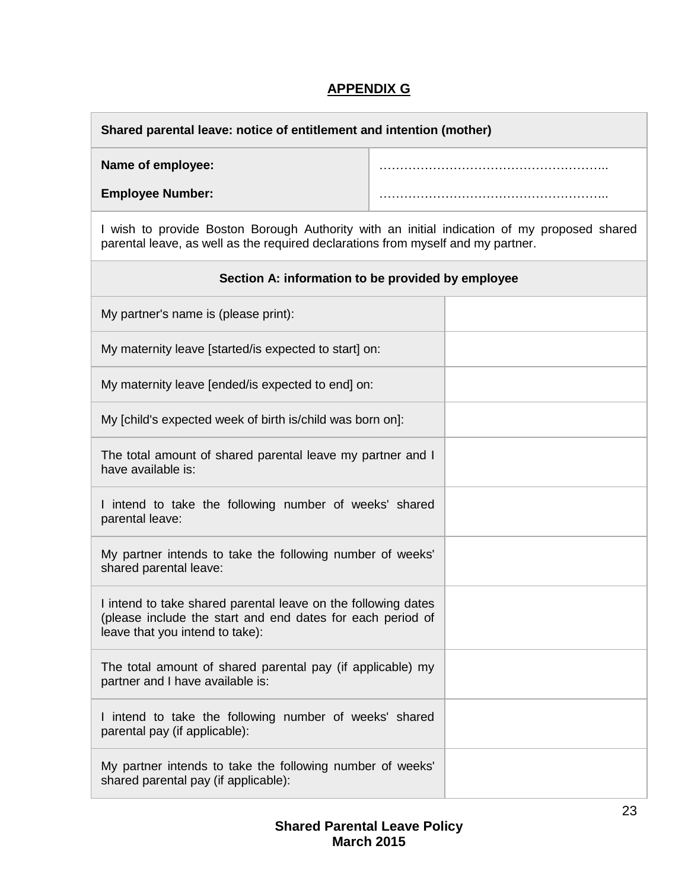## APPENDIX G

| Shared parental leave: notice of entitlement and intention (mother) | |
|---|---|
| **Name of employee:** | ……………………………………………….. |
| **Employee Number:** | ……………………………………………….. |

I wish to provide Boston Borough Authority with an initial indication of my proposed shared parental leave, as well as the required declarations from myself and my partner.

**Section A: information to be provided by employee**

| | |
|---|---|
| My partner's name is (please print): | |
| My maternity leave [started/is expected to start] on: | |
| My maternity leave [ended/is expected to end] on: | |
| My [child's expected week of birth is/child was born on]: | |
| The total amount of shared parental leave my partner and I have available is: | |
| I intend to take the following number of weeks' shared parental leave: | |
| My partner intends to take the following number of weeks' shared parental leave: | |
| I intend to take shared parental leave on the following dates (please include the start and end dates for each period of leave that you intend to take): | |
| The total amount of shared parental pay (if applicable) my partner and I have available is: | |
| I intend to take the following number of weeks' shared parental pay (if applicable): | |
| My partner intends to take the following number of weeks' shared parental pay (if applicable): | |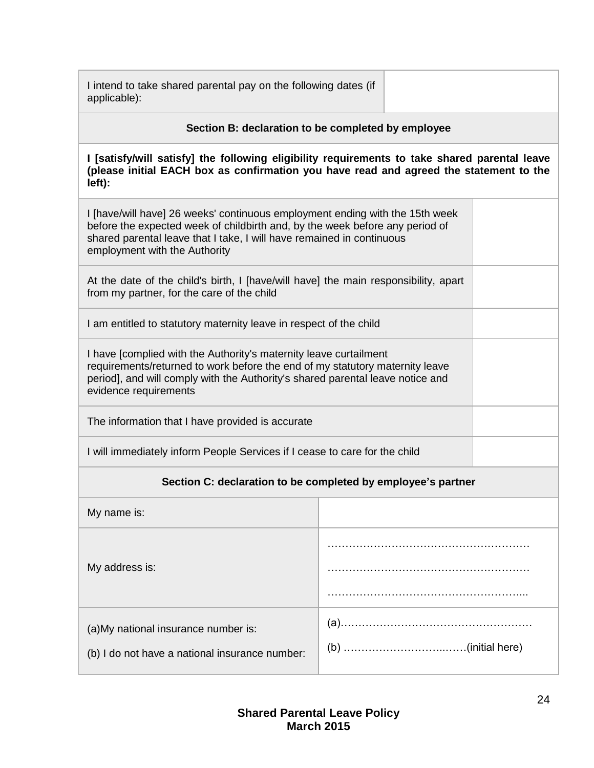| | |
|---|---|
| I intend to take shared parental pay on the following dates (if applicable): | |
| **Section B: declaration to be completed by employee** | |
| **I [satisfy/will satisfy] the following eligibility requirements to take shared parental leave (please initial EACH box as confirmation you have read and agreed the statement to the left):** | |
| I [have/will have] 26 weeks' continuous employment ending with the 15th week before the expected week of childbirth and, by the week before any period of shared parental leave that I take, I will have remained in continuous employment with the Authority | |
| At the date of the child's birth, I [have/will have] the main responsibility, apart from my partner, for the care of the child | |
| I am entitled to statutory maternity leave in respect of the child | |
| I have [complied with the Authority's maternity leave curtailment requirements/returned to work before the end of my statutory maternity leave period], and will comply with the Authority's shared parental leave notice and evidence requirements | |
| The information that I have provided is accurate | |
| I will immediately inform People Services if I cease to care for the child | |
| **Section C: declaration to be completed by employee's partner** | |
| My name is: | |
| My address is: | ………………………………………………… <br> ………………………………………………… <br> ……………………………………………….... |
| (a)My national insurance number is: <br> (b) I do not have a national insurance number: | (a)……………………………………………… <br> (b) …………………………..……(initial here) |

**Shared Parental Leave Policy**
**March 2015**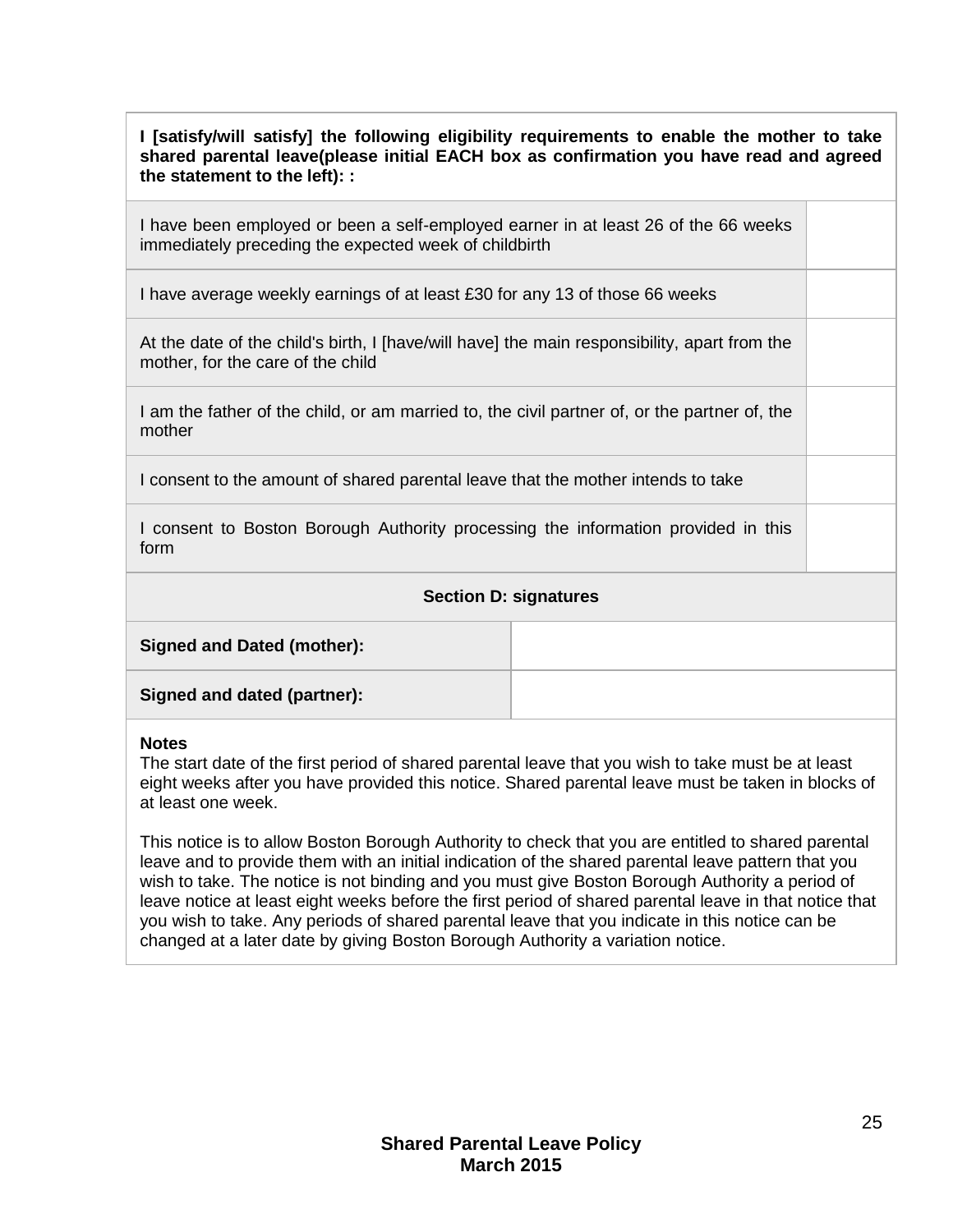| **I [satisfy/will satisfy] the following eligibility requirements to enable the mother to take shared parental leave(please initial EACH box as confirmation you have read and agreed the statement to the left): :** | |
|---|---|
| I have been employed or been a self-employed earner in at least 26 of the 66 weeks immediately preceding the expected week of childbirth | |
| I have average weekly earnings of at least £30 for any 13 of those 66 weeks | |
| At the date of the child's birth, I [have/will have] the main responsibility, apart from the mother, for the care of the child | |
| I am the father of the child, or am married to, the civil partner of, or the partner of, the mother | |
| I consent to the amount of shared parental leave that the mother intends to take | |
| I consent to Boston Borough Authority processing the information provided in this form | |

**Section D: signatures**

| | |
|---|---|
| **Signed and Dated (mother):** | |
| **Signed and dated (partner):** | |

**Notes**

The start date of the first period of shared parental leave that you wish to take must be at least eight weeks after you have provided this notice. Shared parental leave must be taken in blocks of at least one week.

This notice is to allow Boston Borough Authority to check that you are entitled to shared parental leave and to provide them with an initial indication of the shared parental leave pattern that you wish to take. The notice is not binding and you must give Boston Borough Authority a period of leave notice at least eight weeks before the first period of shared parental leave in that notice that you wish to take. Any periods of shared parental leave that you indicate in this notice can be changed at a later date by giving Boston Borough Authority a variation notice.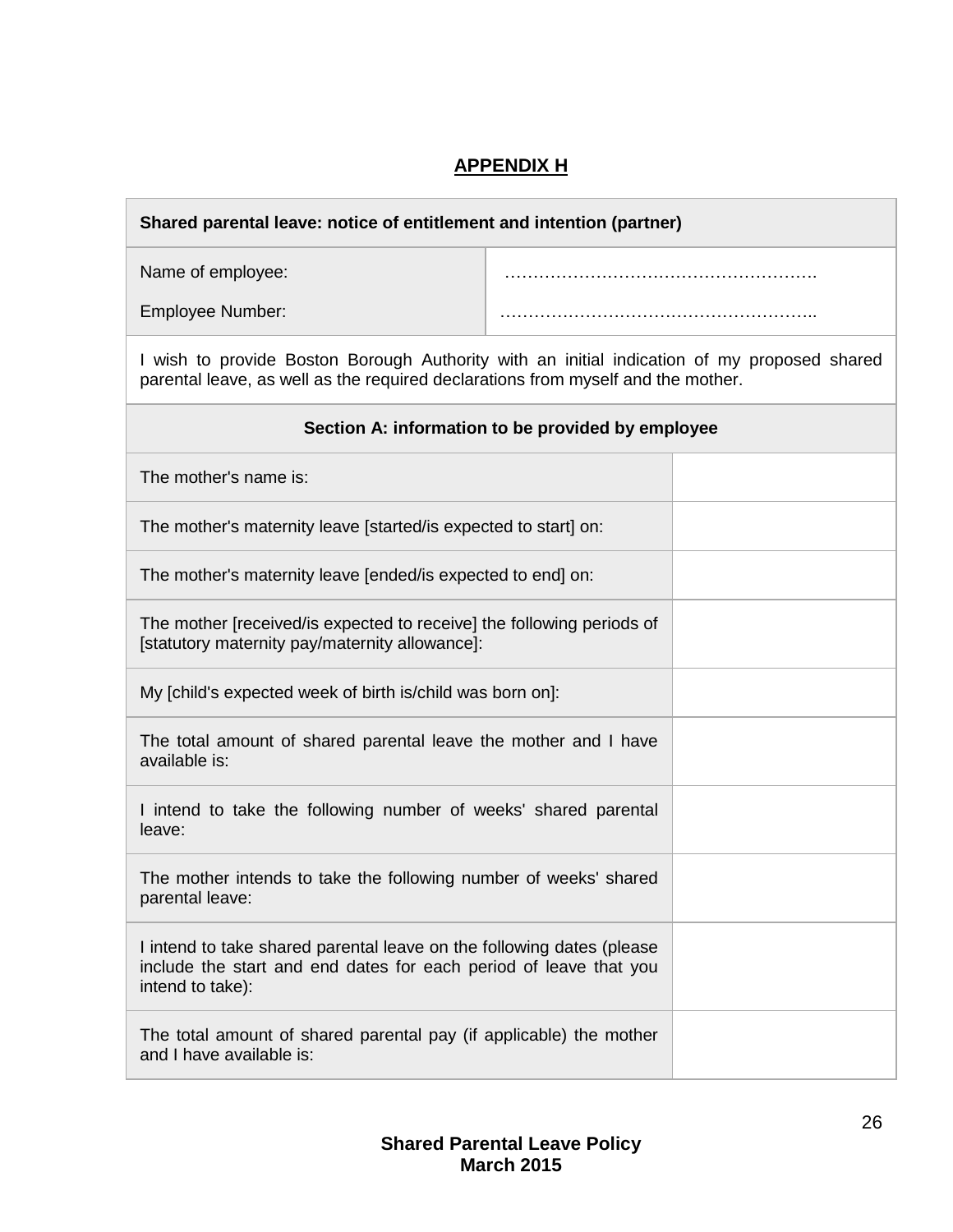## APPENDIX H

| Shared parental leave: notice of entitlement and intention (partner) | |
|---|---|
| Name of employee: | ………………………………………………. |
| Employee Number: | …………………………………………….. |
| I wish to provide Boston Borough Authority with an initial indication of my proposed shared parental leave, as well as the required declarations from myself and the mother. | |
| **Section A: information to be provided by employee** | |
| The mother's name is: | |
| The mother's maternity leave [started/is expected to start] on: | |
| The mother's maternity leave [ended/is expected to end] on: | |
| The mother [received/is expected to receive] the following periods of [statutory maternity pay/maternity allowance]: | |
| My [child's expected week of birth is/child was born on]: | |
| The total amount of shared parental leave the mother and I have available is: | |
| I intend to take the following number of weeks' shared parental leave: | |
| The mother intends to take the following number of weeks' shared parental leave: | |
| I intend to take shared parental leave on the following dates (please include the start and end dates for each period of leave that you intend to take): | |
| The total amount of shared parental pay (if applicable) the mother and I have available is: | |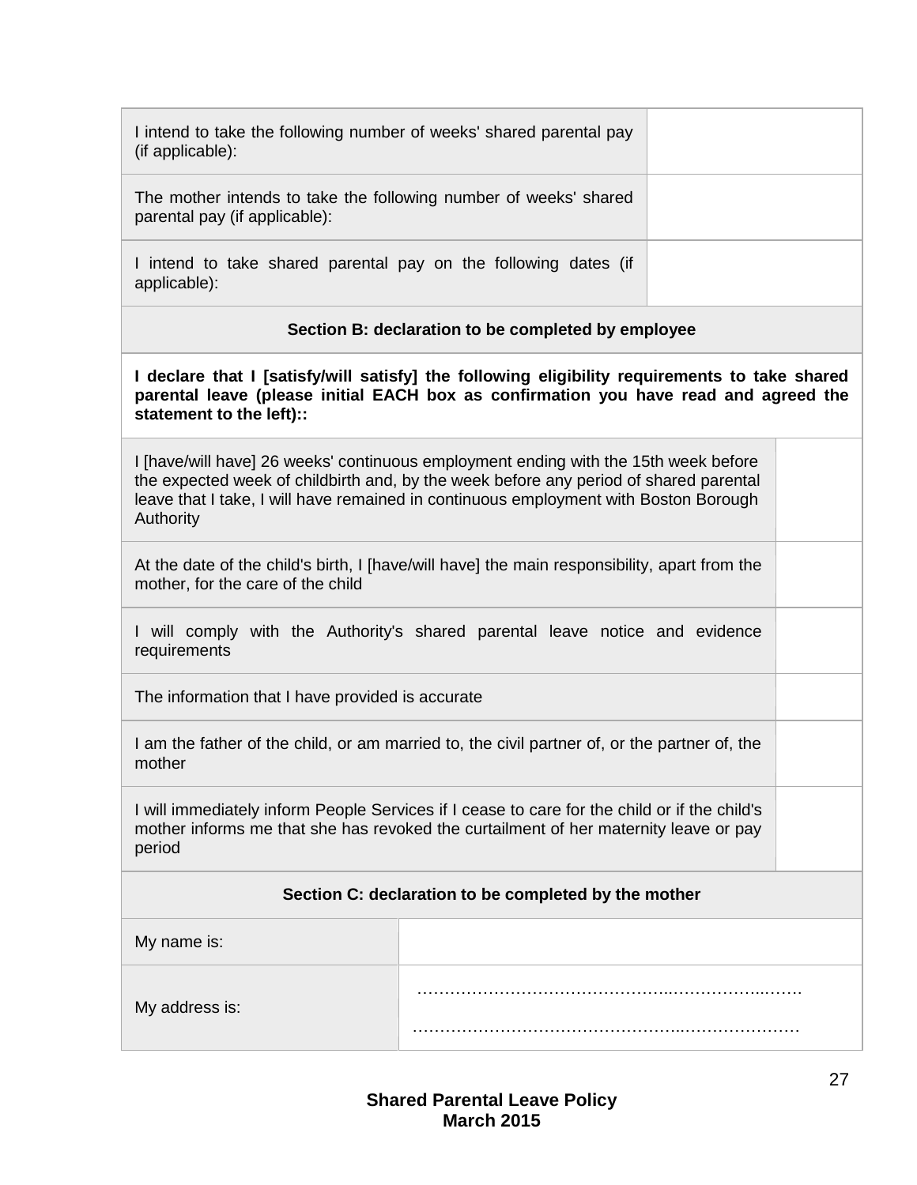| | |
|---|---|
| I intend to take the following number of weeks' shared parental pay (if applicable): | |
| The mother intends to take the following number of weeks' shared parental pay (if applicable): | |
| I intend to take shared parental pay on the following dates (if applicable): | |
| **Section B: declaration to be completed by employee** | |
| **I declare that I [satisfy/will satisfy] the following eligibility requirements to take shared parental leave (please initial EACH box as confirmation you have read and agreed the statement to the left)::** | |
| I [have/will have] 26 weeks' continuous employment ending with the 15th week before the expected week of childbirth and, by the week before any period of shared parental leave that I take, I will have remained in continuous employment with Boston Borough Authority | |
| At the date of the child's birth, I [have/will have] the main responsibility, apart from the mother, for the care of the child | |
| I will comply with the Authority's shared parental leave notice and evidence requirements | |
| The information that I have provided is accurate | |
| I am the father of the child, or am married to, the civil partner of, or the partner of, the mother | |
| I will immediately inform People Services if I cease to care for the child or if the child's mother informs me that she has revoked the curtailment of her maternity leave or pay period | |
| **Section C: declaration to be completed by the mother** | |
| My name is: | |
| My address is: | ………………………………………..……………..……. ………………………………………..………………… |

**Shared Parental Leave Policy**
**March 2015**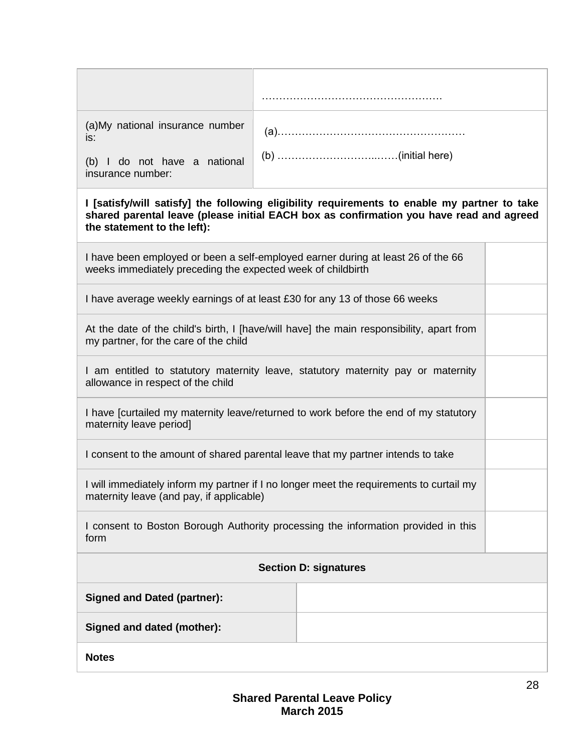| | |
|---|---|
| | ……………………………………………. |
| (a)My national insurance number is:<br><br>(b) I do not have a national insurance number: | (a)………………………………………………<br><br>(b) …………………………..……(initial here) |

**I [satisfy/will satisfy] the following eligibility requirements to enable my partner to take shared parental leave (please initial EACH box as confirmation you have read and agreed the statement to the left):**

| | |
|---|---|
| I have been employed or been a self-employed earner during at least 26 of the 66 weeks immediately preceding the expected week of childbirth | |
| I have average weekly earnings of at least £30 for any 13 of those 66 weeks | |
| At the date of the child's birth, I [have/will have] the main responsibility, apart from my partner, for the care of the child | |
| I am entitled to statutory maternity leave, statutory maternity pay or maternity allowance in respect of the child | |
| I have [curtailed my maternity leave/returned to work before the end of my statutory maternity leave period] | |
| I consent to the amount of shared parental leave that my partner intends to take | |
| I will immediately inform my partner if I no longer meet the requirements to curtail my maternity leave (and pay, if applicable) | |
| I consent to Boston Borough Authority processing the information provided in this form | |

**Section D: signatures**

| | |
|---|---|
| **Signed and Dated (partner):** | |
| **Signed and dated (mother):** | |

**Notes**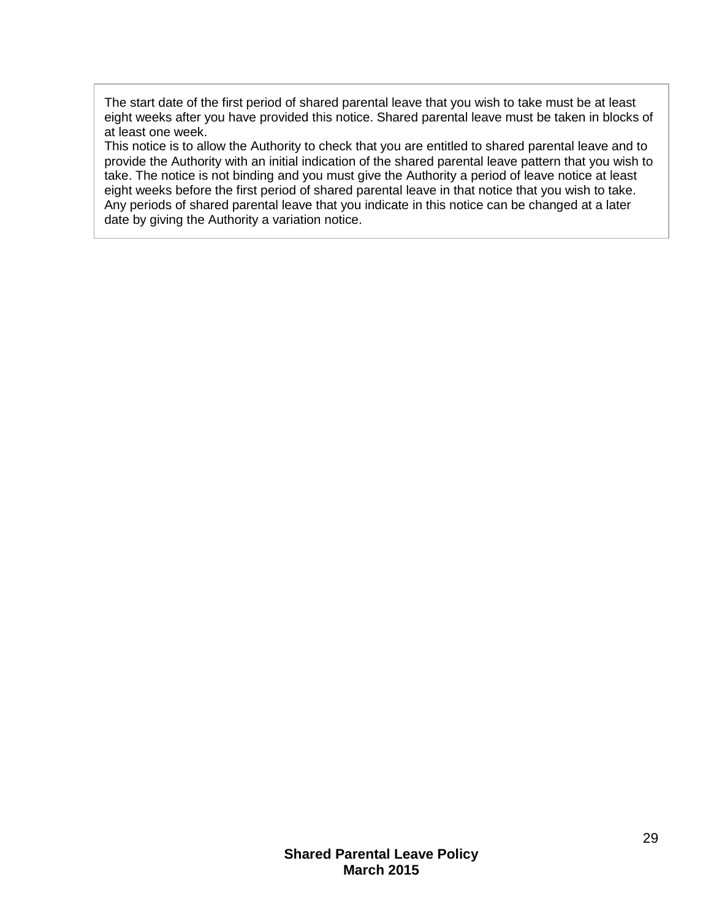The start date of the first period of shared parental leave that you wish to take must be at least eight weeks after you have provided this notice. Shared parental leave must be taken in blocks of at least one week.
This notice is to allow the Authority to check that you are entitled to shared parental leave and to provide the Authority with an initial indication of the shared parental leave pattern that you wish to take. The notice is not binding and you must give the Authority a period of leave notice at least eight weeks before the first period of shared parental leave in that notice that you wish to take. Any periods of shared parental leave that you indicate in this notice can be changed at a later date by giving the Authority a variation notice.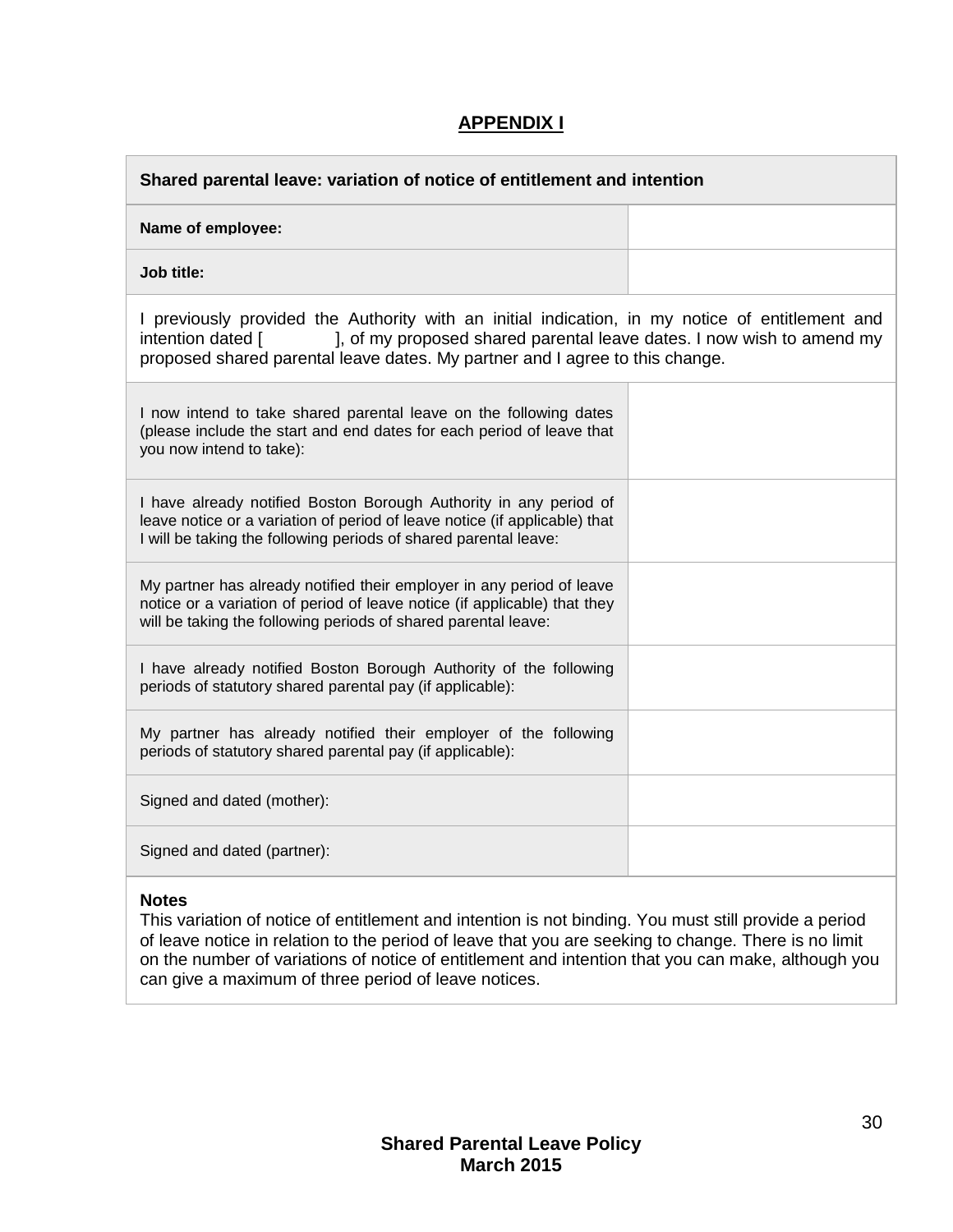## APPENDIX I

| Shared parental leave: variation of notice of entitlement and intention | |
|---|---|
| **Name of employee:** | |
| **Job title:** | |
| I previously provided the Authority with an initial indication, in my notice of entitlement and intention dated [ ], of my proposed shared parental leave dates. I now wish to amend my proposed shared parental leave dates. My partner and I agree to this change. | |
| I now intend to take shared parental leave on the following dates (please include the start and end dates for each period of leave that you now intend to take): | |
| I have already notified Boston Borough Authority in any period of leave notice or a variation of period of leave notice (if applicable) that I will be taking the following periods of shared parental leave: | |
| My partner has already notified their employer in any period of leave notice or a variation of period of leave notice (if applicable) that they will be taking the following periods of shared parental leave: | |
| I have already notified Boston Borough Authority of the following periods of statutory shared parental pay (if applicable): | |
| My partner has already notified their employer of the following periods of statutory shared parental pay (if applicable): | |
| Signed and dated (mother): | |
| Signed and dated (partner): | |

**Notes**
This variation of notice of entitlement and intention is not binding. You must still provide a period of leave notice in relation to the period of leave that you are seeking to change. There is no limit on the number of variations of notice of entitlement and intention that you can make, although you can give a maximum of three period of leave notices.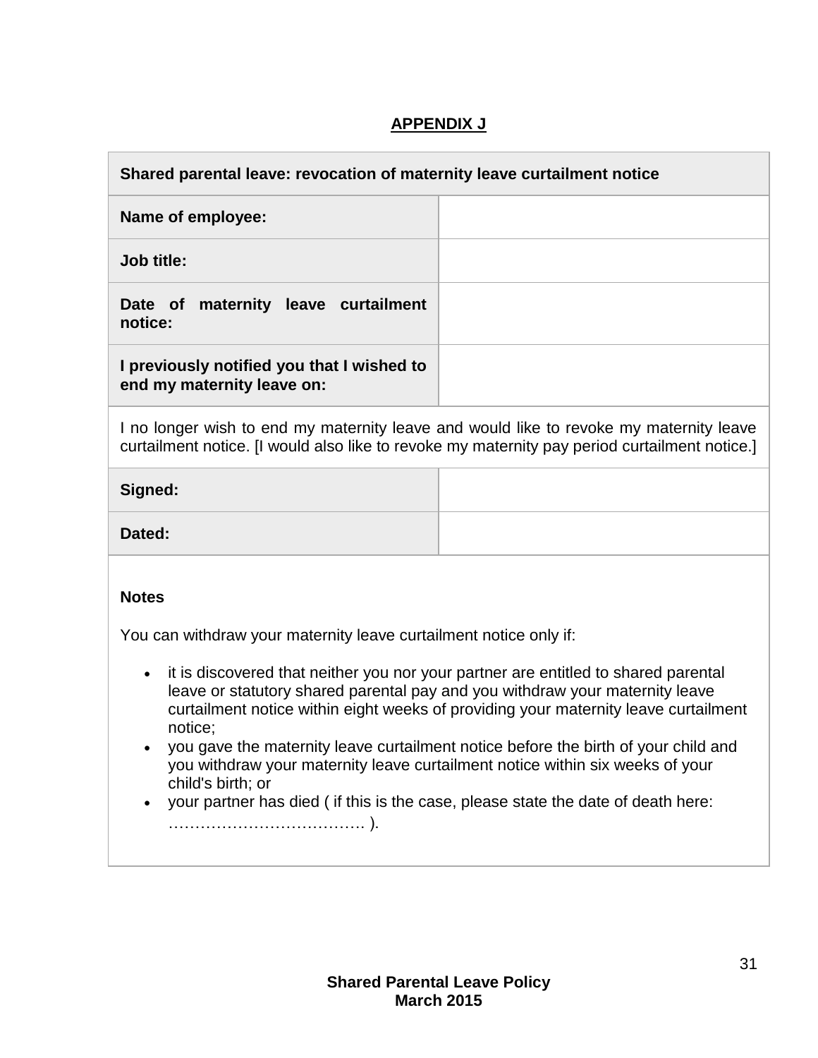## APPENDIX J

| Shared parental leave: revocation of maternity leave curtailment notice | |
|---|---|
| **Name of employee:** | |
| **Job title:** | |
| **Date of maternity leave curtailment notice:** | |
| **I previously notified you that I wished to end my maternity leave on:** | |
| I no longer wish to end my maternity leave and would like to revoke my maternity leave curtailment notice. [I would also like to revoke my maternity pay period curtailment notice.] | |
| **Signed:** | |
| **Dated:** | |

**Notes**

You can withdraw your maternity leave curtailment notice only if:

- it is discovered that neither you nor your partner are entitled to shared parental leave or statutory shared parental pay and you withdraw your maternity leave curtailment notice within eight weeks of providing your maternity leave curtailment notice;
- you gave the maternity leave curtailment notice before the birth of your child and you withdraw your maternity leave curtailment notice within six weeks of your child's birth; or
- your partner has died ( if this is the case, please state the date of death here: ………………………………. ).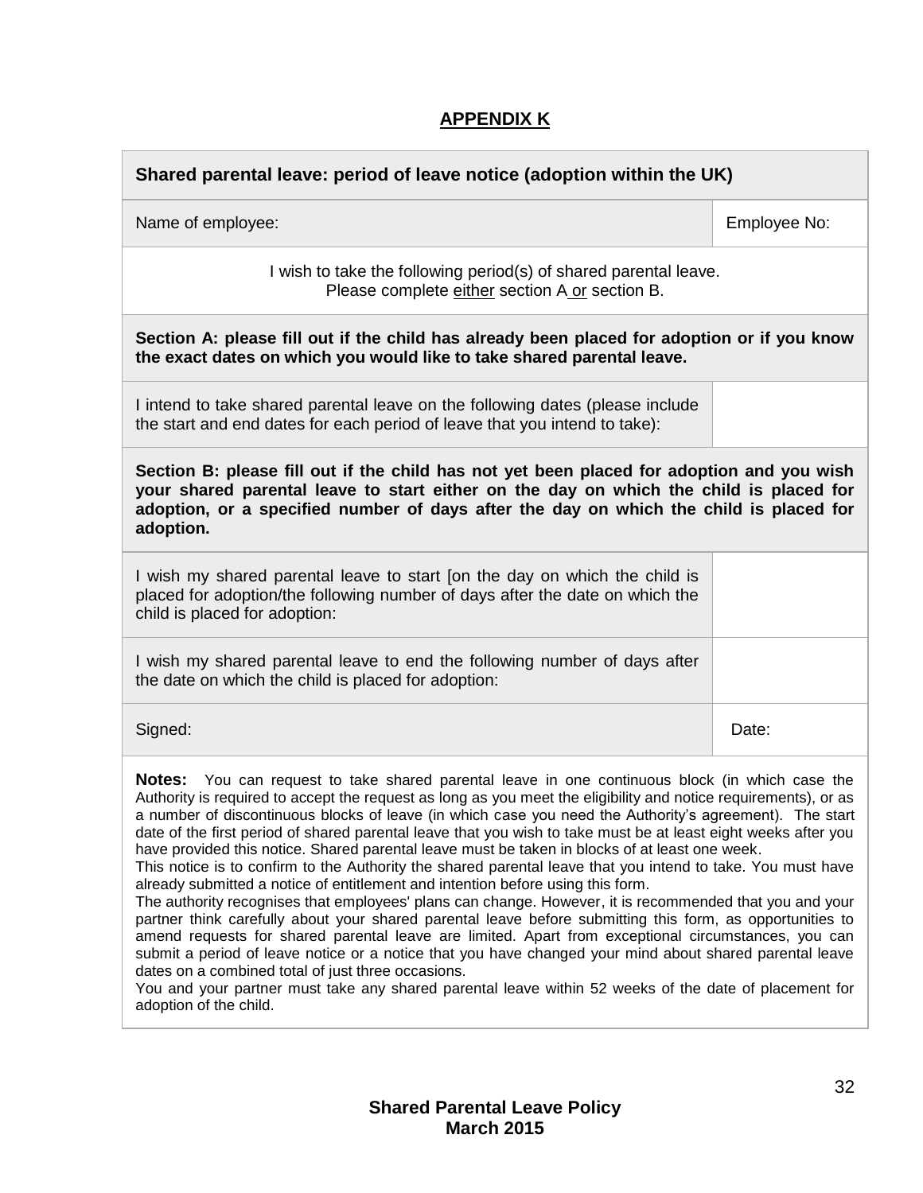## APPENDIX K

| Shared parental leave: period of leave notice (adoption within the UK) | |
|---|---|
| Name of employee: | Employee No: |
| I wish to take the following period(s) of shared parental leave. Please complete either section A or section B. | |
| **Section A: please fill out if the child has already been placed for adoption or if you know the exact dates on which you would like to take shared parental leave.** | |
| I intend to take shared parental leave on the following dates (please include the start and end dates for each period of leave that you intend to take): | |
| **Section B: please fill out if the child has not yet been placed for adoption and you wish your shared parental leave to start either on the day on which the child is placed for adoption, or a specified number of days after the day on which the child is placed for adoption.** | |
| I wish my shared parental leave to start [on the day on which the child is placed for adoption/the following number of days after the date on which the child is placed for adoption: | |
| I wish my shared parental leave to end the following number of days after the date on which the child is placed for adoption: | |
| Signed: | Date: |

**Notes:** You can request to take shared parental leave in one continuous block (in which case the Authority is required to accept the request as long as you meet the eligibility and notice requirements), or as a number of discontinuous blocks of leave (in which case you need the Authority's agreement). The start date of the first period of shared parental leave that you wish to take must be at least eight weeks after you have provided this notice. Shared parental leave must be taken in blocks of at least one week.
This notice is to confirm to the Authority the shared parental leave that you intend to take. You must have already submitted a notice of entitlement and intention before using this form.
The authority recognises that employees' plans can change. However, it is recommended that you and your partner think carefully about your shared parental leave before submitting this form, as opportunities to amend requests for shared parental leave are limited. Apart from exceptional circumstances, you can submit a period of leave notice or a notice that you have changed your mind about shared parental leave dates on a combined total of just three occasions.
You and your partner must take any shared parental leave within 52 weeks of the date of placement for adoption of the child.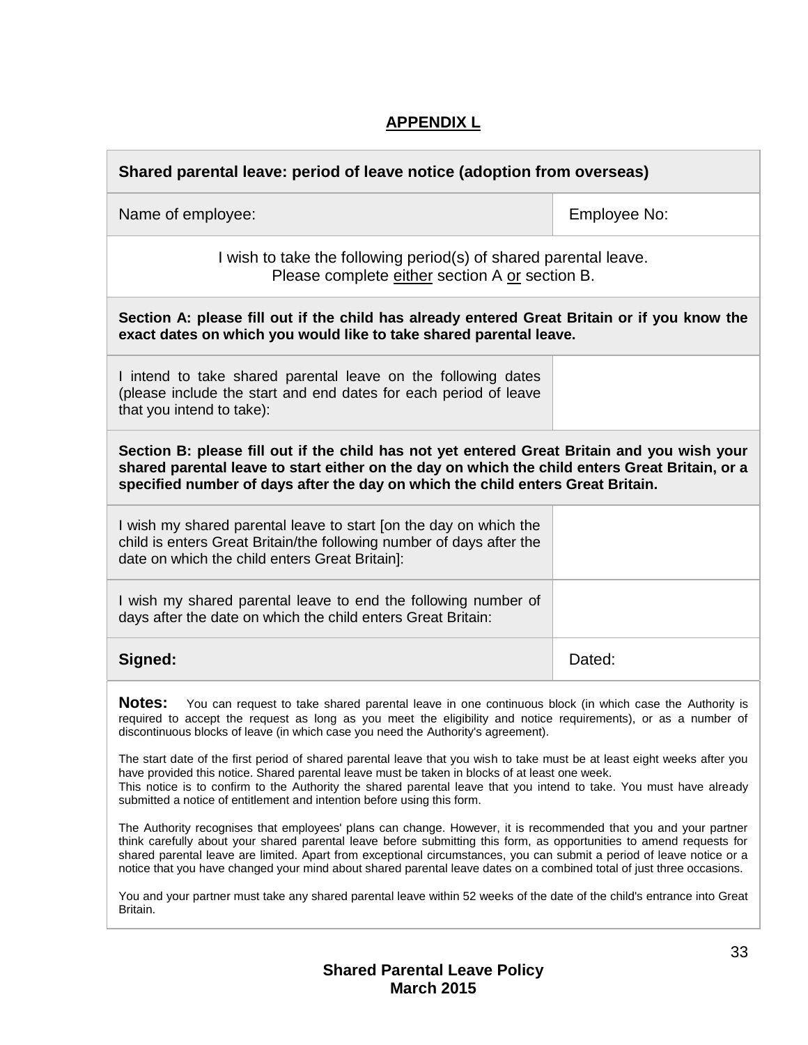## APPENDIX L

| Shared parental leave: period of leave notice (adoption from overseas) | |
|---|---|
| Name of employee: | Employee No: |
| I wish to take the following period(s) of shared parental leave. Please complete either section A or section B. | |
| **Section A: please fill out if the child has already entered Great Britain or if you know the exact dates on which you would like to take shared parental leave.** | |
| I intend to take shared parental leave on the following dates (please include the start and end dates for each period of leave that you intend to take): | |
| **Section B: please fill out if the child has not yet entered Great Britain and you wish your shared parental leave to start either on the day on which the child enters Great Britain, or a specified number of days after the day on which the child enters Great Britain.** | |
| I wish my shared parental leave to start [on the day on which the child is enters Great Britain/the following number of days after the date on which the child enters Great Britain]: | |
| I wish my shared parental leave to end the following number of days after the date on which the child enters Great Britain: | |
| **Signed:** | Dated: |

**Notes:** You can request to take shared parental leave in one continuous block (in which case the Authority is required to accept the request as long as you meet the eligibility and notice requirements), or as a number of discontinuous blocks of leave (in which case you need the Authority's agreement).

The start date of the first period of shared parental leave that you wish to take must be at least eight weeks after you have provided this notice. Shared parental leave must be taken in blocks of at least one week.
This notice is to confirm to the Authority the shared parental leave that you intend to take. You must have already submitted a notice of entitlement and intention before using this form.

The Authority recognises that employees' plans can change. However, it is recommended that you and your partner think carefully about your shared parental leave before submitting this form, as opportunities to amend requests for shared parental leave are limited. Apart from exceptional circumstances, you can submit a period of leave notice or a notice that you have changed your mind about shared parental leave dates on a combined total of just three occasions.

You and your partner must take any shared parental leave within 52 weeks of the date of the child's entrance into Great Britain.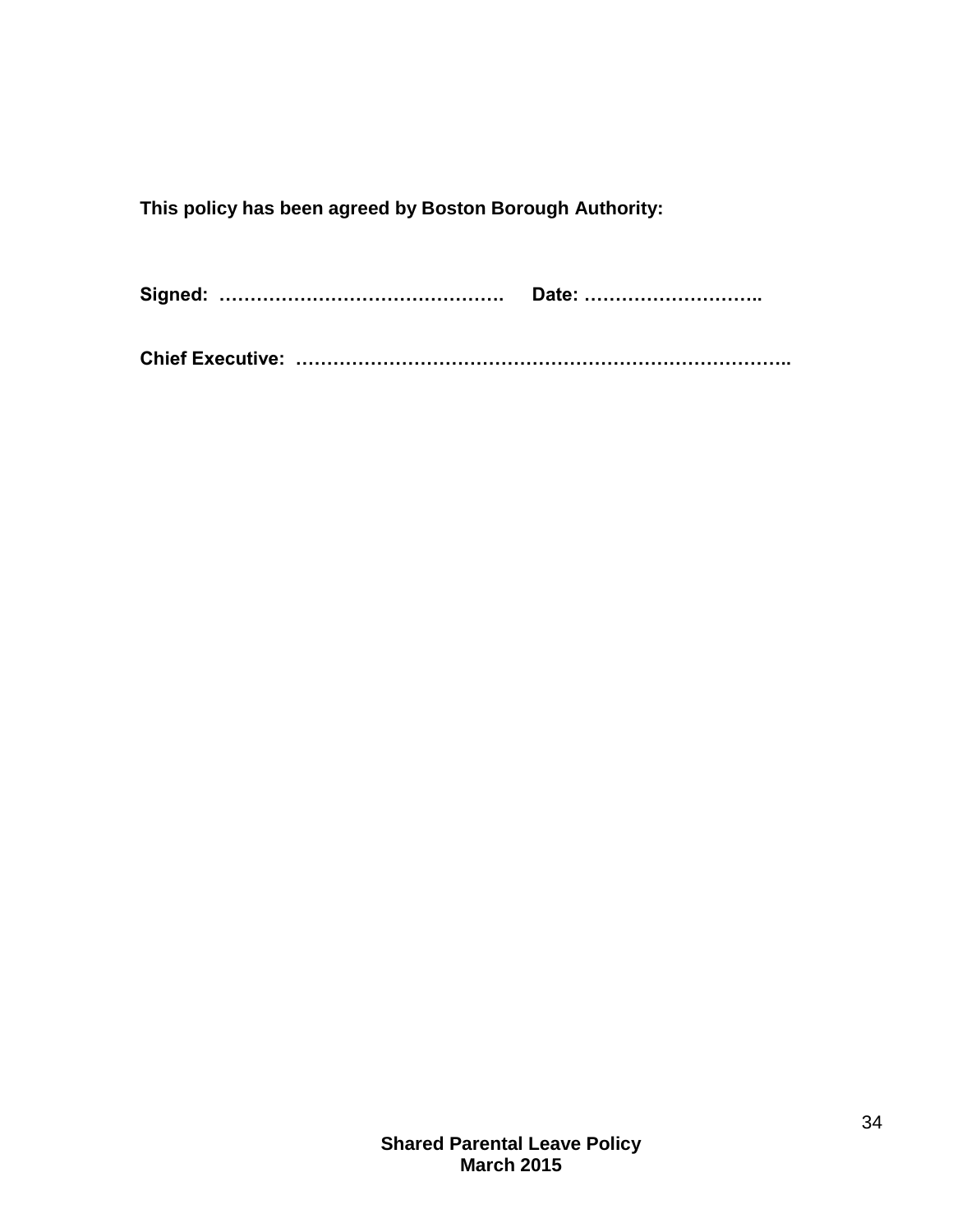**This policy has been agreed by Boston Borough Authority:**

**Signed: ……………………………………….    Date: ………………………..**

**Chief Executive: ……………………………………………………………………..**